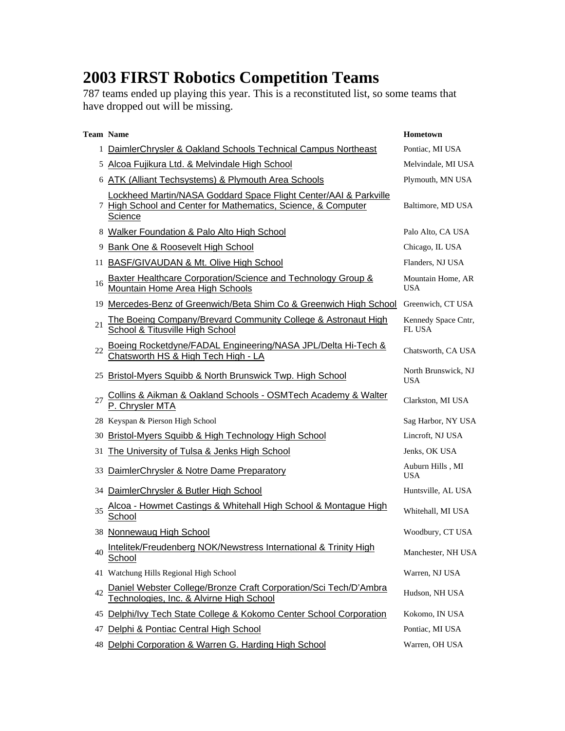# 2003 FIRST Robotics Competition Teams

787 teams ended up playing this year. This is a reconstituted list, so some teams that have dropped out will be missing.

| Team | Name | Hometown |
|---|---|---|
| 1 | DaimlerChrysler & Oakland Schools Technical Campus Northeast | Pontiac, MI USA |
| 5 | Alcoa Fujikura Ltd. & Melvindale High School | Melvindale, MI USA |
| 6 | ATK (Alliant Techsystems) & Plymouth Area Schools | Plymouth, MN USA |
| 7 | Lockheed Martin/NASA Goddard Space Flight Center/AAI & Parkville High School and Center for Mathematics, Science, & Computer Science | Baltimore, MD USA |
| 8 | Walker Foundation & Palo Alto High School | Palo Alto, CA USA |
| 9 | Bank One & Roosevelt High School | Chicago, IL USA |
| 11 | BASF/GIVAUDAN & Mt. Olive High School | Flanders, NJ USA |
| 16 | Baxter Healthcare Corporation/Science and Technology Group & Mountain Home Area High Schools | Mountain Home, AR USA |
| 19 | Mercedes-Benz of Greenwich/Beta Shim Co & Greenwich High School | Greenwich, CT USA |
| 21 | The Boeing Company/Brevard Community College & Astronaut High School & Titusville High School | Kennedy Space Cntr, FL USA |
| 22 | Boeing Rocketdyne/FADAL Engineering/NASA JPL/Delta Hi-Tech & Chatsworth HS & High Tech High - LA | Chatsworth, CA USA |
| 25 | Bristol-Myers Squibb & North Brunswick Twp. High School | North Brunswick, NJ USA |
| 27 | Collins & Aikman & Oakland Schools - OSMTech Academy & Walter P. Chrysler MTA | Clarkston, MI USA |
| 28 | Keyspan & Pierson High School | Sag Harbor, NY USA |
| 30 | Bristol-Myers Squibb & High Technology High School | Lincroft, NJ USA |
| 31 | The University of Tulsa & Jenks High School | Jenks, OK USA |
| 33 | DaimlerChrysler & Notre Dame Preparatory | Auburn Hills , MI USA |
| 34 | DaimlerChrysler & Butler High School | Huntsville, AL USA |
| 35 | Alcoa - Howmet Castings & Whitehall High School & Montague High School | Whitehall, MI USA |
| 38 | Nonnewaug High School | Woodbury, CT USA |
| 40 | Intelitek/Freudenberg NOK/Newstress International & Trinity High School | Manchester, NH USA |
| 41 | Watchung Hills Regional High School | Warren, NJ USA |
| 42 | Daniel Webster College/Bronze Craft Corporation/Sci Tech/D'Ambra Technologies, Inc. & Alvirne High School | Hudson, NH USA |
| 45 | Delphi/Ivy Tech State College & Kokomo Center School Corporation | Kokomo, IN USA |
| 47 | Delphi & Pontiac Central High School | Pontiac, MI USA |
| 48 | Delphi Corporation & Warren G. Harding High School | Warren, OH USA |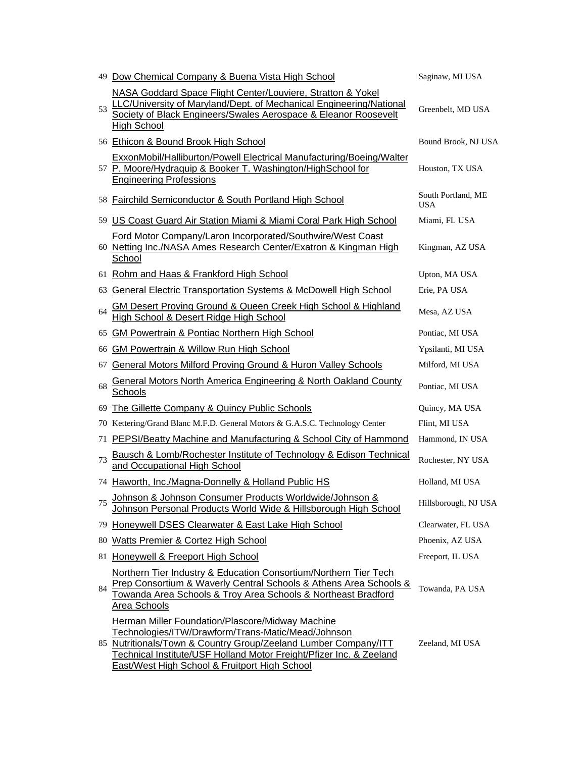| | | |
|---|---|---|
| 49 | Dow Chemical Company & Buena Vista High School | Saginaw, MI USA |
| 53 | NASA Goddard Space Flight Center/Louviere, Stratton & Yokel LLC/University of Maryland/Dept. of Mechanical Engineering/National Society of Black Engineers/Swales Aerospace & Eleanor Roosevelt High School | Greenbelt, MD USA |
| 56 | Ethicon & Bound Brook High School | Bound Brook, NJ USA |
| 57 | ExxonMobil/Halliburton/Powell Electrical Manufacturing/Boeing/Walter P. Moore/Hydraquip & Booker T. Washington/HighSchool for Engineering Professions | Houston, TX USA |
| 58 | Fairchild Semiconductor & South Portland High School | South Portland, ME USA |
| 59 | US Coast Guard Air Station Miami & Miami Coral Park High School | Miami, FL USA |
| 60 | Ford Motor Company/Laron Incorporated/Southwire/West Coast Netting Inc./NASA Ames Research Center/Exatron & Kingman High School | Kingman, AZ USA |
| 61 | Rohm and Haas & Frankford High School | Upton, MA USA |
| 63 | General Electric Transportation Systems & McDowell High School | Erie, PA USA |
| 64 | GM Desert Proving Ground & Queen Creek High School & Highland High School & Desert Ridge High School | Mesa, AZ USA |
| 65 | GM Powertrain & Pontiac Northern High School | Pontiac, MI USA |
| 66 | GM Powertrain & Willow Run High School | Ypsilanti, MI USA |
| 67 | General Motors Milford Proving Ground & Huron Valley Schools | Milford, MI USA |
| 68 | General Motors North America Engineering & North Oakland County Schools | Pontiac, MI USA |
| 69 | The Gillette Company & Quincy Public Schools | Quincy, MA USA |
| 70 | Kettering/Grand Blanc M.F.D. General Motors & G.A.S.C. Technology Center | Flint, MI USA |
| 71 | PEPSI/Beatty Machine and Manufacturing & School City of Hammond | Hammond, IN USA |
| 73 | Bausch & Lomb/Rochester Institute of Technology & Edison Technical and Occupational High School | Rochester, NY USA |
| 74 | Haworth, Inc./Magna-Donnelly & Holland Public HS | Holland, MI USA |
| 75 | Johnson & Johnson Consumer Products Worldwide/Johnson & Johnson Personal Products World Wide & Hillsborough High School | Hillsborough, NJ USA |
| 79 | Honeywell DSES Clearwater & East Lake High School | Clearwater, FL USA |
| 80 | Watts Premier & Cortez High School | Phoenix, AZ USA |
| 81 | Honeywell & Freeport High School | Freeport, IL USA |
| 84 | Northern Tier Industry & Education Consortium/Northern Tier Tech Prep Consortium & Waverly Central Schools & Athens Area Schools & Towanda Area Schools & Troy Area Schools & Northeast Bradford Area Schools | Towanda, PA USA |
| 85 | Herman Miller Foundation/Plascore/Midway Machine Technologies/ITW/Drawform/Trans-Matic/Mead/Johnson Nutritionals/Town & Country Group/Zeeland Lumber Company/ITT Technical Institute/USF Holland Motor Freight/Pfizer Inc. & Zeeland East/West High School & Fruitport High School | Zeeland, MI USA |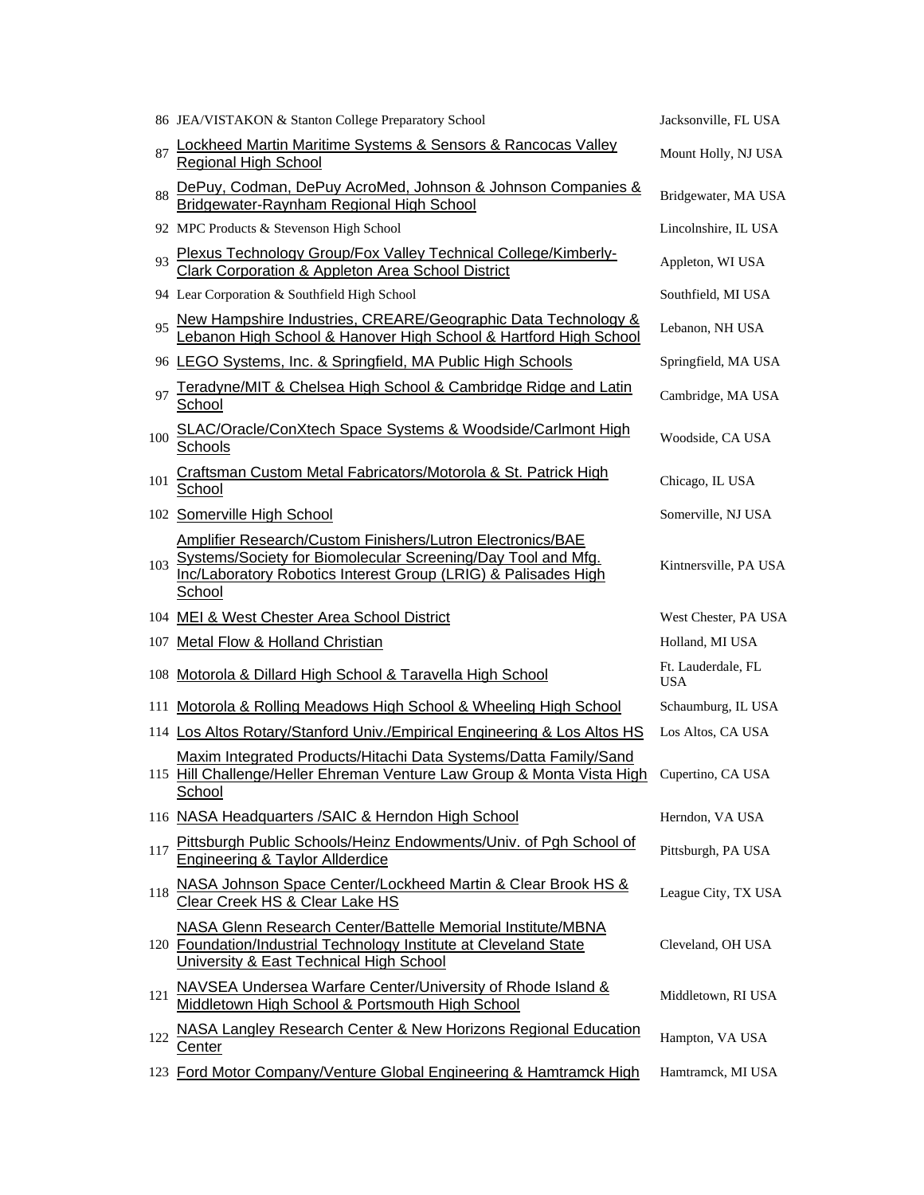| | | |
|---|---|---|
| 86 | JEA/VISTAKON & Stanton College Preparatory School | Jacksonville, FL USA |
| 87 | Lockheed Martin Maritime Systems & Sensors & Rancocas Valley Regional High School | Mount Holly, NJ USA |
| 88 | DePuy, Codman, DePuy AcroMed, Johnson & Johnson Companies & Bridgewater-Raynham Regional High School | Bridgewater, MA USA |
| 92 | MPC Products & Stevenson High School | Lincolnshire, IL USA |
| 93 | Plexus Technology Group/Fox Valley Technical College/Kimberly-Clark Corporation & Appleton Area School District | Appleton, WI USA |
| 94 | Lear Corporation & Southfield High School | Southfield, MI USA |
| 95 | New Hampshire Industries, CREARE/Geographic Data Technology & Lebanon High School & Hanover High School & Hartford High School | Lebanon, NH USA |
| 96 | LEGO Systems, Inc. & Springfield, MA Public High Schools | Springfield, MA USA |
| 97 | Teradyne/MIT & Chelsea High School & Cambridge Ridge and Latin School | Cambridge, MA USA |
| 100 | SLAC/Oracle/ConXtech Space Systems & Woodside/Carlmont High Schools | Woodside, CA USA |
| 101 | Craftsman Custom Metal Fabricators/Motorola & St. Patrick High School | Chicago, IL USA |
| 102 | Somerville High School | Somerville, NJ USA |
| 103 | Amplifier Research/Custom Finishers/Lutron Electronics/BAE Systems/Society for Biomolecular Screening/Day Tool and Mfg. Inc/Laboratory Robotics Interest Group (LRIG) & Palisades High School | Kintnersville, PA USA |
| 104 | MEI & West Chester Area School District | West Chester, PA USA |
| 107 | Metal Flow & Holland Christian | Holland, MI USA |
| 108 | Motorola & Dillard High School & Taravella High School | Ft. Lauderdale, FL USA |
| 111 | Motorola & Rolling Meadows High School & Wheeling High School | Schaumburg, IL USA |
| 114 | Los Altos Rotary/Stanford Univ./Empirical Engineering & Los Altos HS | Los Altos, CA USA |
| 115 | Maxim Integrated Products/Hitachi Data Systems/Datta Family/Sand Hill Challenge/Heller Ehreman Venture Law Group & Monta Vista High School | Cupertino, CA USA |
| 116 | NASA Headquarters /SAIC & Herndon High School | Herndon, VA USA |
| 117 | Pittsburgh Public Schools/Heinz Endowments/Univ. of Pgh School of Engineering & Taylor Allderdice | Pittsburgh, PA USA |
| 118 | NASA Johnson Space Center/Lockheed Martin & Clear Brook HS & Clear Creek HS & Clear Lake HS | League City, TX USA |
| 120 | NASA Glenn Research Center/Battelle Memorial Institute/MBNA Foundation/Industrial Technology Institute at Cleveland State University & East Technical High School | Cleveland, OH USA |
| 121 | NAVSEA Undersea Warfare Center/University of Rhode Island & Middletown High School & Portsmouth High School | Middletown, RI USA |
| 122 | NASA Langley Research Center & New Horizons Regional Education Center | Hampton, VA USA |
| 123 | Ford Motor Company/Venture Global Engineering & Hamtramck High | Hamtramck, MI USA |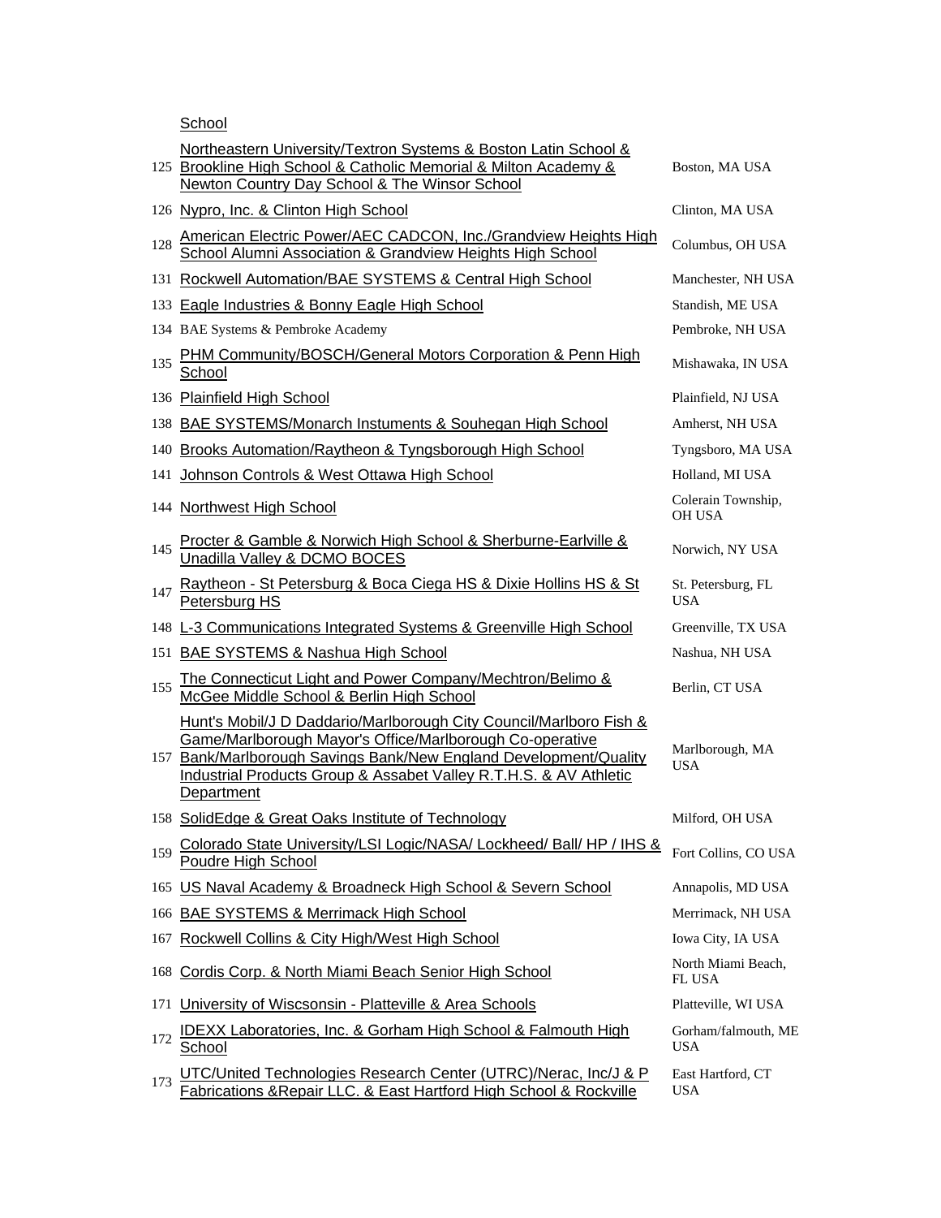| | | |
|---|---|---|
| | School | |
| 125 | Northeastern University/Textron Systems & Boston Latin School & Brookline High School & Catholic Memorial & Milton Academy & Newton Country Day School & The Winsor School | Boston, MA USA |
| 126 | Nypro, Inc. & Clinton High School | Clinton, MA USA |
| 128 | American Electric Power/AEC CADCON, Inc./Grandview Heights High School Alumni Association & Grandview Heights High School | Columbus, OH USA |
| 131 | Rockwell Automation/BAE SYSTEMS & Central High School | Manchester, NH USA |
| 133 | Eagle Industries & Bonny Eagle High School | Standish, ME USA |
| 134 | BAE Systems & Pembroke Academy | Pembroke, NH USA |
| 135 | PHM Community/BOSCH/General Motors Corporation & Penn High School | Mishawaka, IN USA |
| 136 | Plainfield High School | Plainfield, NJ USA |
| 138 | BAE SYSTEMS/Monarch Instuments & Souhegan High School | Amherst, NH USA |
| 140 | Brooks Automation/Raytheon & Tyngsborough High School | Tyngsboro, MA USA |
| 141 | Johnson Controls & West Ottawa High School | Holland, MI USA |
| 144 | Northwest High School | Colerain Township, OH USA |
| 145 | Procter & Gamble & Norwich High School & Sherburne-Earlville & Unadilla Valley & DCMO BOCES | Norwich, NY USA |
| 147 | Raytheon - St Petersburg & Boca Ciega HS & Dixie Hollins HS & St Petersburg HS | St. Petersburg, FL USA |
| 148 | L-3 Communications Integrated Systems & Greenville High School | Greenville, TX USA |
| 151 | BAE SYSTEMS & Nashua High School | Nashua, NH USA |
| 155 | The Connecticut Light and Power Company/Mechtron/Belimo & McGee Middle School & Berlin High School | Berlin, CT USA |
| 157 | Hunt's Mobil/J D Daddario/Marlborough City Council/Marlboro Fish & Game/Marlborough Mayor's Office/Marlborough Co-operative Bank/Marlborough Savings Bank/New England Development/Quality Industrial Products Group & Assabet Valley R.T.H.S. & AV Athletic Department | Marlborough, MA USA |
| 158 | SolidEdge & Great Oaks Institute of Technology | Milford, OH USA |
| 159 | Colorado State University/LSI Logic/NASA/ Lockheed/ Ball/ HP / IHS & Poudre High School | Fort Collins, CO USA |
| 165 | US Naval Academy & Broadneck High School & Severn School | Annapolis, MD USA |
| 166 | BAE SYSTEMS & Merrimack High School | Merrimack, NH USA |
| 167 | Rockwell Collins & City High/West High School | Iowa City, IA USA |
| 168 | Cordis Corp. & North Miami Beach Senior High School | North Miami Beach, FL USA |
| 171 | University of Wiscsonsin - Platteville & Area Schools | Platteville, WI USA |
| 172 | IDEXX Laboratories, Inc. & Gorham High School & Falmouth High School | Gorham/falmouth, ME USA |
| 173 | UTC/United Technologies Research Center (UTRC)/Nerac, Inc/J & P Fabrications &Repair LLC. & East Hartford High School & Rockville | East Hartford, CT USA |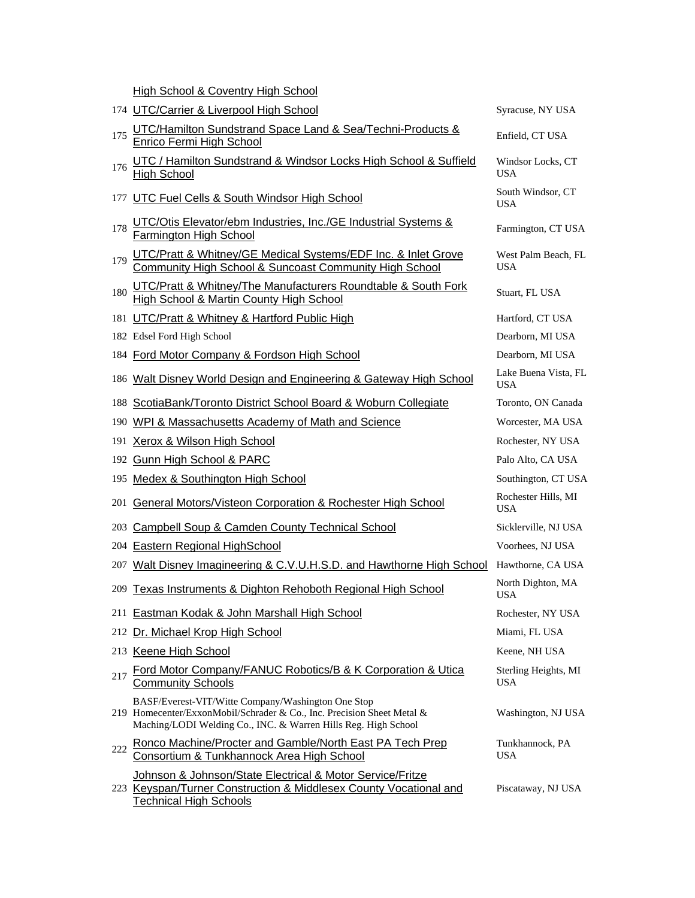| | | |
|---|---|---|
| | High School & Coventry High School | |
| 174 | UTC/Carrier & Liverpool High School | Syracuse, NY USA |
| 175 | UTC/Hamilton Sundstrand Space Land & Sea/Techni-Products & Enrico Fermi High School | Enfield, CT USA |
| 176 | UTC / Hamilton Sundstrand & Windsor Locks High School & Suffield High School | Windsor Locks, CT USA |
| 177 | UTC Fuel Cells & South Windsor High School | South Windsor, CT USA |
| 178 | UTC/Otis Elevator/ebm Industries, Inc./GE Industrial Systems & Farmington High School | Farmington, CT USA |
| 179 | UTC/Pratt & Whitney/GE Medical Systems/EDF Inc. & Inlet Grove Community High School & Suncoast Community High School | West Palm Beach, FL USA |
| 180 | UTC/Pratt & Whitney/The Manufacturers Roundtable & South Fork High School & Martin County High School | Stuart, FL USA |
| 181 | UTC/Pratt & Whitney & Hartford Public High | Hartford, CT USA |
| 182 | Edsel Ford High School | Dearborn, MI USA |
| 184 | Ford Motor Company & Fordson High School | Dearborn, MI USA |
| 186 | Walt Disney World Design and Engineering & Gateway High School | Lake Buena Vista, FL USA |
| 188 | ScotiaBank/Toronto District School Board & Woburn Collegiate | Toronto, ON Canada |
| 190 | WPI & Massachusetts Academy of Math and Science | Worcester, MA USA |
| 191 | Xerox & Wilson High School | Rochester, NY USA |
| 192 | Gunn High School & PARC | Palo Alto, CA USA |
| 195 | Medex & Southington High School | Southington, CT USA |
| 201 | General Motors/Visteon Corporation & Rochester High School | Rochester Hills, MI USA |
| 203 | Campbell Soup & Camden County Technical School | Sicklerville, NJ USA |
| 204 | Eastern Regional HighSchool | Voorhees, NJ USA |
| 207 | Walt Disney Imagineering & C.V.U.H.S.D. and Hawthorne High School | Hawthorne, CA USA |
| 209 | Texas Instruments & Dighton Rehoboth Regional High School | North Dighton, MA USA |
| 211 | Eastman Kodak & John Marshall High School | Rochester, NY USA |
| 212 | Dr. Michael Krop High School | Miami, FL USA |
| 213 | Keene High School | Keene, NH USA |
| 217 | Ford Motor Company/FANUC Robotics/B & K Corporation & Utica Community Schools | Sterling Heights, MI USA |
| 219 | BASF/Everest-VIT/Witte Company/Washington One Stop Homecenter/ExxonMobil/Schrader & Co., Inc. Precision Sheet Metal & Maching/LODI Welding Co., INC. & Warren Hills Reg. High School | Washington, NJ USA |
| 222 | Ronco Machine/Procter and Gamble/North East PA Tech Prep Consortium & Tunkhannock Area High School | Tunkhannock, PA USA |
| 223 | Johnson & Johnson/State Electrical & Motor Service/Fritze Keyspan/Turner Construction & Middlesex County Vocational and Technical High Schools | Piscataway, NJ USA |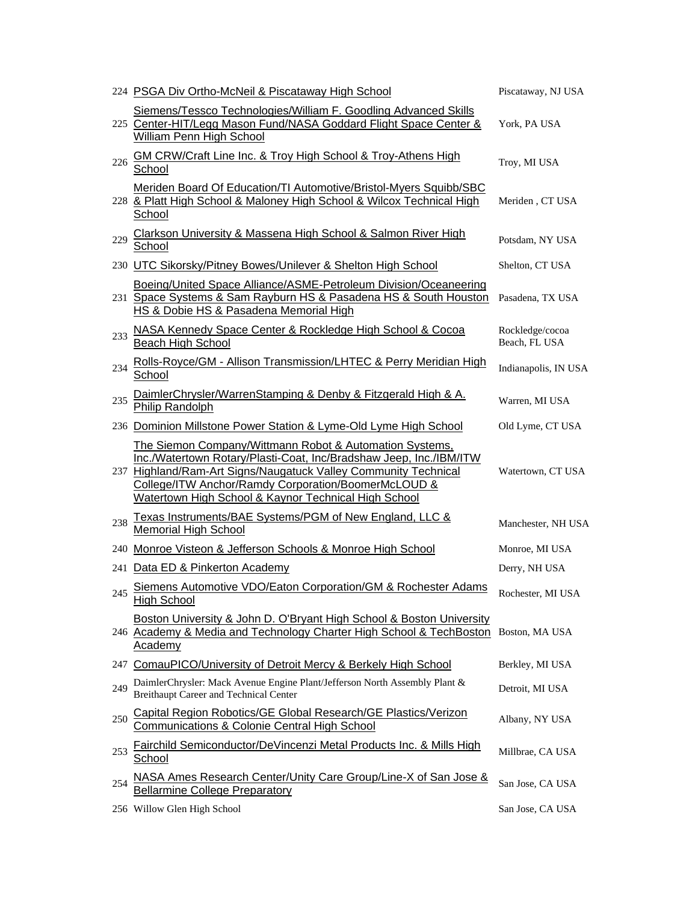| | | |
|---|---|---|
| 224 | PSGA Div Ortho-McNeil & Piscataway High School | Piscataway, NJ USA |
| 225 | Siemens/Tessco Technologies/William F. Goodling Advanced Skills Center-HIT/Legg Mason Fund/NASA Goddard Flight Space Center & William Penn High School | York, PA USA |
| 226 | GM CRW/Craft Line Inc. & Troy High School & Troy-Athens High School | Troy, MI USA |
| 228 | Meriden Board Of Education/TI Automotive/Bristol-Myers Squibb/SBC & Platt High School & Maloney High School & Wilcox Technical High School | Meriden , CT USA |
| 229 | Clarkson University & Massena High School & Salmon River High School | Potsdam, NY USA |
| 230 | UTC Sikorsky/Pitney Bowes/Unilever & Shelton High School | Shelton, CT USA |
| 231 | Boeing/United Space Alliance/ASME-Petroleum Division/Oceaneering Space Systems & Sam Rayburn HS & Pasadena HS & South Houston HS & Dobie HS & Pasadena Memorial High | Pasadena, TX USA |
| 233 | NASA Kennedy Space Center & Rockledge High School & Cocoa Beach High School | Rockledge/cocoa Beach, FL USA |
| 234 | Rolls-Royce/GM - Allison Transmission/LHTEC & Perry Meridian High School | Indianapolis, IN USA |
| 235 | DaimlerChrysler/WarrenStamping & Denby & Fitzgerald High & A. Philip Randolph | Warren, MI USA |
| 236 | Dominion Millstone Power Station & Lyme-Old Lyme High School | Old Lyme, CT USA |
| 237 | The Siemon Company/Wittmann Robot & Automation Systems, Inc./Watertown Rotary/Plasti-Coat, Inc/Bradshaw Jeep, Inc./IBM/ITW Highland/Ram-Art Signs/Naugatuck Valley Community Technical College/ITW Anchor/Ramdy Corporation/BoomerMcLOUD & Watertown High School & Kaynor Technical High School | Watertown, CT USA |
| 238 | Texas Instruments/BAE Systems/PGM of New England, LLC & Memorial High School | Manchester, NH USA |
| 240 | Monroe Visteon & Jefferson Schools & Monroe High School | Monroe, MI USA |
| 241 | Data ED & Pinkerton Academy | Derry, NH USA |
| 245 | Siemens Automotive VDO/Eaton Corporation/GM & Rochester Adams High School | Rochester, MI USA |
| 246 | Boston University & John D. O'Bryant High School & Boston University Academy & Media and Technology Charter High School & TechBoston Academy | Boston, MA USA |
| 247 | ComauPICO/University of Detroit Mercy & Berkely High School | Berkley, MI USA |
| 249 | DaimlerChrysler: Mack Avenue Engine Plant/Jefferson North Assembly Plant & Breithaupt Career and Technical Center | Detroit, MI USA |
| 250 | Capital Region Robotics/GE Global Research/GE Plastics/Verizon Communications & Colonie Central High School | Albany, NY USA |
| 253 | Fairchild Semiconductor/DeVincenzi Metal Products Inc. & Mills High School | Millbrae, CA USA |
| 254 | NASA Ames Research Center/Unity Care Group/Line-X of San Jose & Bellarmine College Preparatory | San Jose, CA USA |
| 256 | Willow Glen High School | San Jose, CA USA |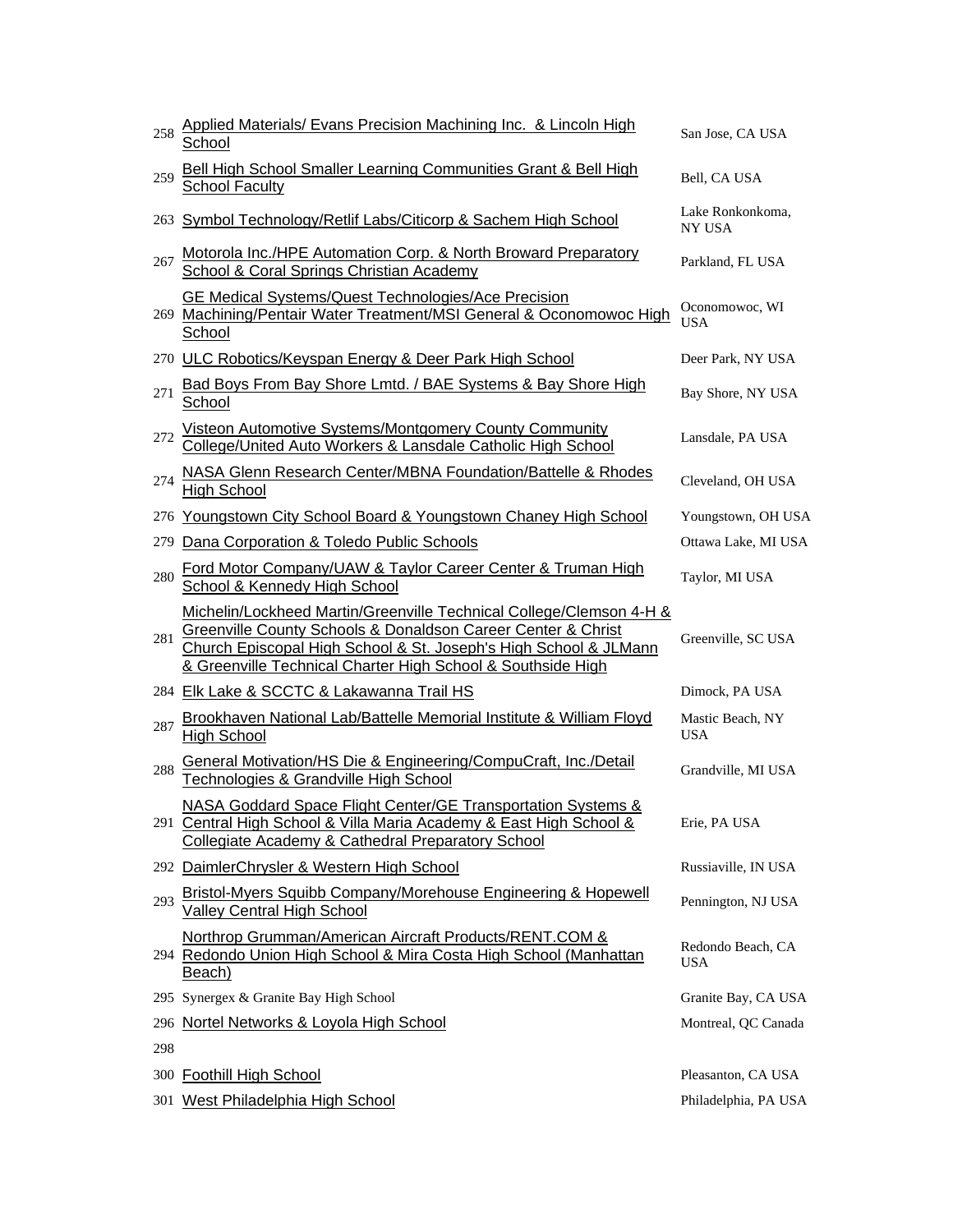| | | |
|---|---|---|
| 258 | Applied Materials/ Evans Precision Machining Inc.  & Lincoln High School | San Jose, CA USA |
| 259 | Bell High School Smaller Learning Communities Grant & Bell High School Faculty | Bell, CA USA |
| 263 | Symbol Technology/Retlif Labs/Citicorp & Sachem High School | Lake Ronkonkoma, NY USA |
| 267 | Motorola Inc./HPE Automation Corp. & North Broward Preparatory School & Coral Springs Christian Academy | Parkland, FL USA |
| 269 | GE Medical Systems/Quest Technologies/Ace Precision Machining/Pentair Water Treatment/MSI General & Oconomowoc High School | Oconomowoc, WI USA |
| 270 | ULC Robotics/Keyspan Energy & Deer Park High School | Deer Park, NY USA |
| 271 | Bad Boys From Bay Shore Lmtd. / BAE Systems & Bay Shore High School | Bay Shore, NY USA |
| 272 | Visteon Automotive Systems/Montgomery County Community College/United Auto Workers & Lansdale Catholic High School | Lansdale, PA USA |
| 274 | NASA Glenn Research Center/MBNA Foundation/Battelle & Rhodes High School | Cleveland, OH USA |
| 276 | Youngstown City School Board & Youngstown Chaney High School | Youngstown, OH USA |
| 279 | Dana Corporation & Toledo Public Schools | Ottawa Lake, MI USA |
| 280 | Ford Motor Company/UAW & Taylor Career Center & Truman High School & Kennedy High School | Taylor, MI USA |
| 281 | Michelin/Lockheed Martin/Greenville Technical College/Clemson 4-H & Greenville County Schools & Donaldson Career Center & Christ Church Episcopal High School & St. Joseph's High School & JLMann & Greenville Technical Charter High School & Southside High | Greenville, SC USA |
| 284 | Elk Lake & SCCTC & Lakawanna Trail HS | Dimock, PA USA |
| 287 | Brookhaven National Lab/Battelle Memorial Institute & William Floyd High School | Mastic Beach, NY USA |
| 288 | General Motivation/HS Die & Engineering/CompuCraft, Inc./Detail Technologies & Grandville High School | Grandville, MI USA |
| 291 | NASA Goddard Space Flight Center/GE Transportation Systems & Central High School & Villa Maria Academy & East High School & Collegiate Academy & Cathedral Preparatory School | Erie, PA USA |
| 292 | DaimlerChrysler & Western High School | Russiaville, IN USA |
| 293 | Bristol-Myers Squibb Company/Morehouse Engineering & Hopewell Valley Central High School | Pennington, NJ USA |
| 294 | Northrop Grumman/American Aircraft Products/RENT.COM & Redondo Union High School & Mira Costa High School (Manhattan Beach) | Redondo Beach, CA USA |
| 295 | Synergex & Granite Bay High School | Granite Bay, CA USA |
| 296 | Nortel Networks & Loyola High School | Montreal, QC Canada |
| 298 | | |
| 300 | Foothill High School | Pleasanton, CA USA |
| 301 | West Philadelphia High School | Philadelphia, PA USA |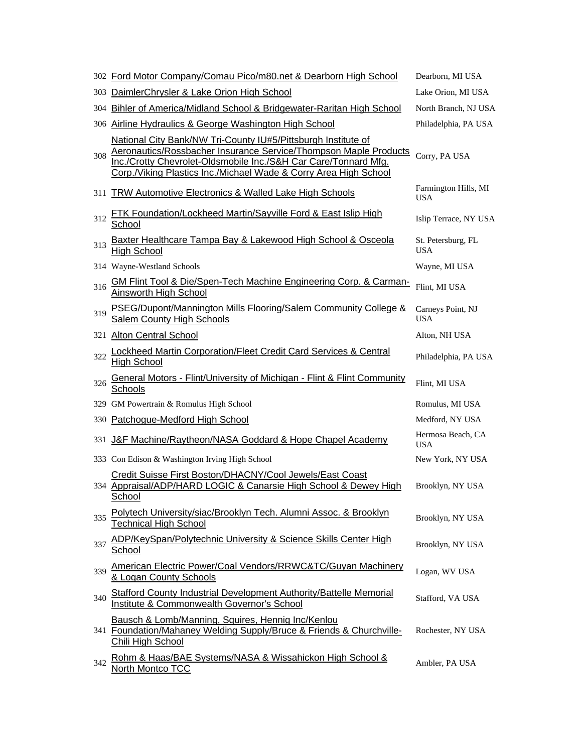| | | |
|---|---|---|
| 302 | Ford Motor Company/Comau Pico/m80.net & Dearborn High School | Dearborn, MI USA |
| 303 | DaimlerChrysler & Lake Orion High School | Lake Orion, MI USA |
| 304 | Bihler of America/Midland School & Bridgewater-Raritan High School | North Branch, NJ USA |
| 306 | Airline Hydraulics & George Washington High School | Philadelphia, PA USA |
| 308 | National City Bank/NW Tri-County IU#5/Pittsburgh Institute of Aeronautics/Rossbacher Insurance Service/Thompson Maple Products Inc./Crotty Chevrolet-Oldsmobile Inc./S&H Car Care/Tonnard Mfg. Corp./Viking Plastics Inc./Michael Wade & Corry Area High School | Corry, PA USA |
| 311 | TRW Automotive Electronics & Walled Lake High Schools | Farmington Hills, MI USA |
| 312 | FTK Foundation/Lockheed Martin/Sayville Ford & East Islip High School | Islip Terrace, NY USA |
| 313 | Baxter Healthcare Tampa Bay & Lakewood High School & Osceola High School | St. Petersburg, FL USA |
| 314 | Wayne-Westland Schools | Wayne, MI USA |
| 316 | GM Flint Tool & Die/Spen-Tech Machine Engineering Corp. & Carman-Ainsworth High School | Flint, MI USA |
| 319 | PSEG/Dupont/Mannington Mills Flooring/Salem Community College & Salem County High Schools | Carneys Point, NJ USA |
| 321 | Alton Central School | Alton, NH USA |
| 322 | Lockheed Martin Corporation/Fleet Credit Card Services & Central High School | Philadelphia, PA USA |
| 326 | General Motors - Flint/University of Michigan - Flint & Flint Community Schools | Flint, MI USA |
| 329 | GM Powertrain & Romulus High School | Romulus, MI USA |
| 330 | Patchogue-Medford High School | Medford, NY USA |
| 331 | J&F Machine/Raytheon/NASA Goddard & Hope Chapel Academy | Hermosa Beach, CA USA |
| 333 | Con Edison & Washington Irving High School | New York, NY USA |
| 334 | Credit Suisse First Boston/DHACNY/Cool Jewels/East Coast Appraisal/ADP/HARD LOGIC & Canarsie High School & Dewey High School | Brooklyn, NY USA |
| 335 | Polytech University/siac/Brooklyn Tech. Alumni Assoc. & Brooklyn Technical High School | Brooklyn, NY USA |
| 337 | ADP/KeySpan/Polytechnic University & Science Skills Center High School | Brooklyn, NY USA |
| 339 | American Electric Power/Coal Vendors/RRWC&TC/Guyan Machinery & Logan County Schools | Logan, WV USA |
| 340 | Stafford County Industrial Development Authority/Battelle Memorial Institute & Commonwealth Governor's School | Stafford, VA USA |
| 341 | Bausch & Lomb/Manning, Squires, Hennig Inc/Kenlou Foundation/Mahaney Welding Supply/Bruce & Friends & Churchville-Chili High School | Rochester, NY USA |
| 342 | Rohm & Haas/BAE Systems/NASA & Wissahickon High School & North Montco TCC | Ambler, PA USA |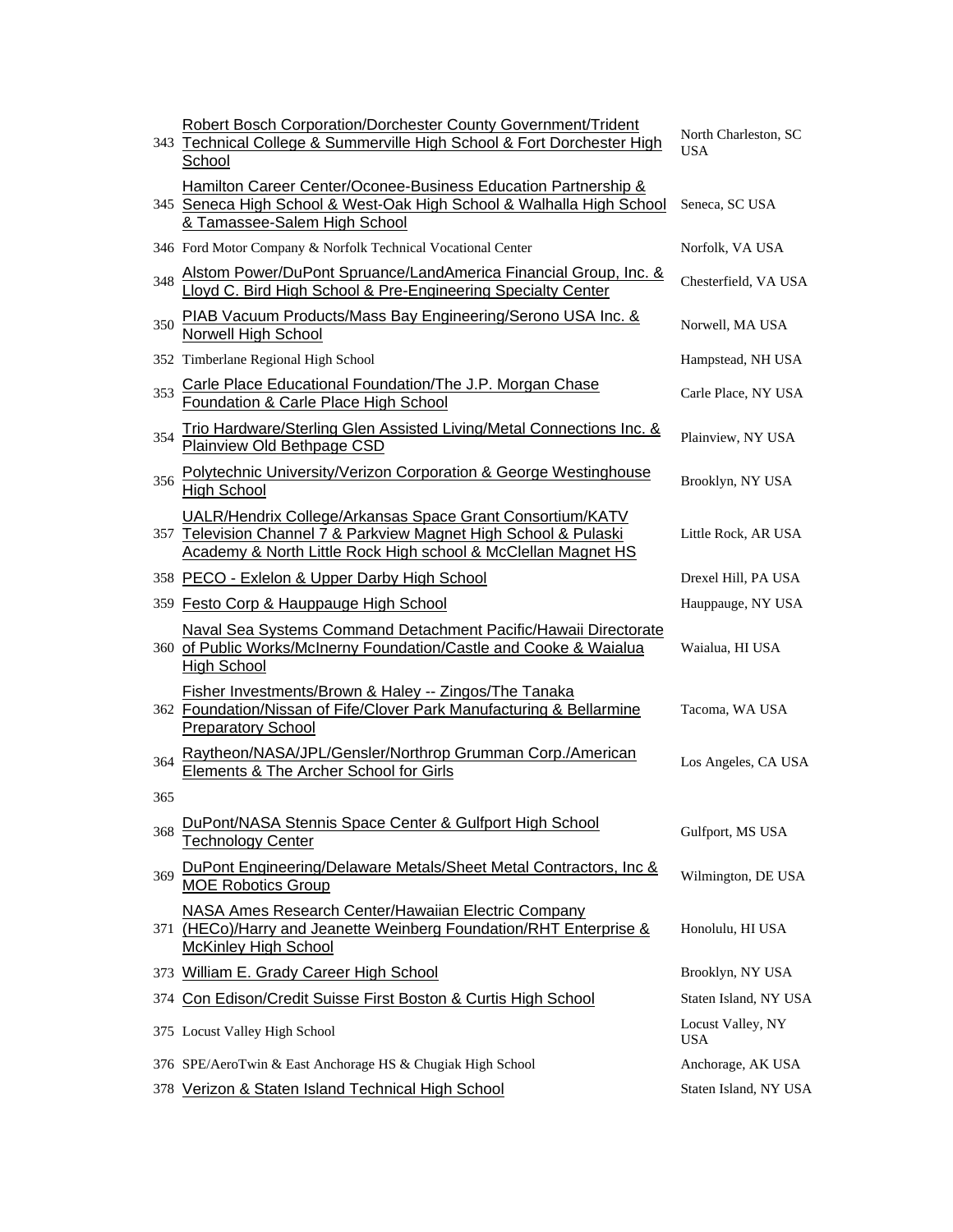| | | |
|---|---|---|
| 343 | Robert Bosch Corporation/Dorchester County Government/Trident Technical College & Summerville High School & Fort Dorchester High School | North Charleston, SC USA |
| 345 | Hamilton Career Center/Oconee-Business Education Partnership & Seneca High School & West-Oak High School & Walhalla High School & Tamassee-Salem High School | Seneca, SC USA |
| 346 | Ford Motor Company & Norfolk Technical Vocational Center | Norfolk, VA USA |
| 348 | Alstom Power/DuPont Spruance/LandAmerica Financial Group, Inc. & Lloyd C. Bird High School & Pre-Engineering Specialty Center | Chesterfield, VA USA |
| 350 | PIAB Vacuum Products/Mass Bay Engineering/Serono USA Inc. & Norwell High School | Norwell, MA USA |
| 352 | Timberlane Regional High School | Hampstead, NH USA |
| 353 | Carle Place Educational Foundation/The J.P. Morgan Chase Foundation & Carle Place High School | Carle Place, NY USA |
| 354 | Trio Hardware/Sterling Glen Assisted Living/Metal Connections Inc. & Plainview Old Bethpage CSD | Plainview, NY USA |
| 356 | Polytechnic University/Verizon Corporation & George Westinghouse High School | Brooklyn, NY USA |
| 357 | UALR/Hendrix College/Arkansas Space Grant Consortium/KATV Television Channel 7 & Parkview Magnet High School & Pulaski Academy & North Little Rock High school & McClellan Magnet HS | Little Rock, AR USA |
| 358 | PECO - Exlelon & Upper Darby High School | Drexel Hill, PA USA |
| 359 | Festo Corp & Hauppauge High School | Hauppauge, NY USA |
| 360 | Naval Sea Systems Command Detachment Pacific/Hawaii Directorate of Public Works/McInerny Foundation/Castle and Cooke & Waialua High School | Waialua, HI USA |
| 362 | Fisher Investments/Brown & Haley -- Zingos/The Tanaka Foundation/Nissan of Fife/Clover Park Manufacturing & Bellarmine Preparatory School | Tacoma, WA USA |
| 364 | Raytheon/NASA/JPL/Gensler/Northrop Grumman Corp./American Elements & The Archer School for Girls | Los Angeles, CA USA |
| 365 | | |
| 368 | DuPont/NASA Stennis Space Center & Gulfport High School Technology Center | Gulfport, MS USA |
| 369 | DuPont Engineering/Delaware Metals/Sheet Metal Contractors, Inc & MOE Robotics Group | Wilmington, DE USA |
| 371 | NASA Ames Research Center/Hawaiian Electric Company (HECo)/Harry and Jeanette Weinberg Foundation/RHT Enterprise & McKinley High School | Honolulu, HI USA |
| 373 | William E. Grady Career High School | Brooklyn, NY USA |
| 374 | Con Edison/Credit Suisse First Boston & Curtis High School | Staten Island, NY USA |
| 375 | Locust Valley High School | Locust Valley, NY USA |
| 376 | SPE/AeroTwin & East Anchorage HS & Chugiak High School | Anchorage, AK USA |
| 378 | Verizon & Staten Island Technical High School | Staten Island, NY USA |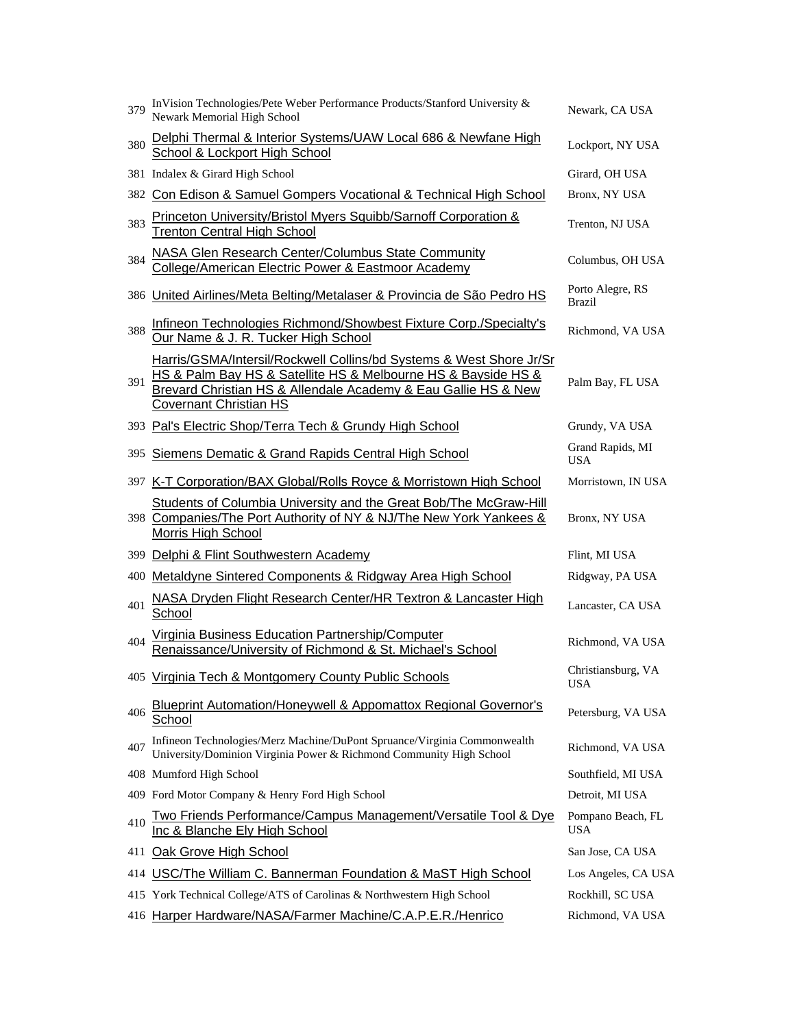| | | |
|---|---|---|
| 379 | InVision Technologies/Pete Weber Performance Products/Stanford University & Newark Memorial High School | Newark, CA USA |
| 380 | Delphi Thermal & Interior Systems/UAW Local 686 & Newfane High School & Lockport High School | Lockport, NY USA |
| 381 | Indalex & Girard High School | Girard, OH USA |
| 382 | Con Edison & Samuel Gompers Vocational & Technical High School | Bronx, NY USA |
| 383 | Princeton University/Bristol Myers Squibb/Sarnoff Corporation & Trenton Central High School | Trenton, NJ USA |
| 384 | NASA Glen Research Center/Columbus State Community College/American Electric Power & Eastmoor Academy | Columbus, OH USA |
| 386 | United Airlines/Meta Belting/Metalaser & Provincia de São Pedro HS | Porto Alegre, RS Brazil |
| 388 | Infineon Technologies Richmond/Showbest Fixture Corp./Specialty's Our Name & J. R. Tucker High School | Richmond, VA USA |
| 391 | Harris/GSMA/Intersil/Rockwell Collins/bd Systems & West Shore Jr/Sr HS & Palm Bay HS & Satellite HS & Melbourne HS & Bayside HS & Brevard Christian HS & Allendale Academy & Eau Gallie HS & New Covernant Christian HS | Palm Bay, FL USA |
| 393 | Pal's Electric Shop/Terra Tech & Grundy High School | Grundy, VA USA |
| 395 | Siemens Dematic & Grand Rapids Central High School | Grand Rapids, MI USA |
| 397 | K-T Corporation/BAX Global/Rolls Royce & Morristown High School | Morristown, IN USA |
| 398 | Students of Columbia University and the Great Bob/The McGraw-Hill Companies/The Port Authority of NY & NJ/The New York Yankees & Morris High School | Bronx, NY USA |
| 399 | Delphi & Flint Southwestern Academy | Flint, MI USA |
| 400 | Metaldyne Sintered Components & Ridgway Area High School | Ridgway, PA USA |
| 401 | NASA Dryden Flight Research Center/HR Textron & Lancaster High School | Lancaster, CA USA |
| 404 | Virginia Business Education Partnership/Computer Renaissance/University of Richmond & St. Michael's School | Richmond, VA USA |
| 405 | Virginia Tech & Montgomery County Public Schools | Christiansburg, VA USA |
| 406 | Blueprint Automation/Honeywell & Appomattox Regional Governor's School | Petersburg, VA USA |
| 407 | Infineon Technologies/Merz Machine/DuPont Spruance/Virginia Commonwealth University/Dominion Virginia Power & Richmond Community High School | Richmond, VA USA |
| 408 | Mumford High School | Southfield, MI USA |
| 409 | Ford Motor Company & Henry Ford High School | Detroit, MI USA |
| 410 | Two Friends Performance/Campus Management/Versatile Tool & Dye Inc & Blanche Ely High School | Pompano Beach, FL USA |
| 411 | Oak Grove High School | San Jose, CA USA |
| 414 | USC/The William C. Bannerman Foundation & MaST High School | Los Angeles, CA USA |
| 415 | York Technical College/ATS of Carolinas & Northwestern High School | Rockhill, SC USA |
| 416 | Harper Hardware/NASA/Farmer Machine/C.A.P.E.R./Henrico | Richmond, VA USA |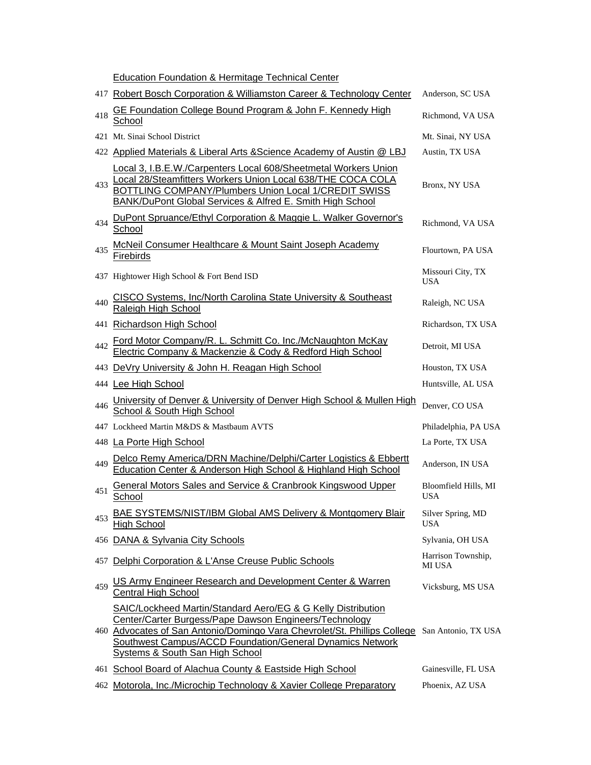| | | |
|---|---|---|
| | Education Foundation & Hermitage Technical Center | |
| 417 | Robert Bosch Corporation & Williamston Career & Technology Center | Anderson, SC USA |
| 418 | GE Foundation College Bound Program & John F. Kennedy High School | Richmond, VA USA |
| 421 | Mt. Sinai School District | Mt. Sinai, NY USA |
| 422 | Applied Materials & Liberal Arts &Science Academy of Austin @ LBJ | Austin, TX USA |
| 433 | Local 3, I.B.E.W./Carpenters Local 608/Sheetmetal Workers Union Local 28/Steamfitters Workers Union Local 638/THE COCA COLA BOTTLING COMPANY/Plumbers Union Local 1/CREDIT SWISS BANK/DuPont Global Services & Alfred E. Smith High School | Bronx, NY USA |
| 434 | DuPont Spruance/Ethyl Corporation & Maggie L. Walker Governor's School | Richmond, VA USA |
| 435 | McNeil Consumer Healthcare & Mount Saint Joseph Academy Firebirds | Flourtown, PA USA |
| 437 | Hightower High School & Fort Bend ISD | Missouri City, TX USA |
| 440 | CISCO Systems, Inc/North Carolina State University & Southeast Raleigh High School | Raleigh, NC USA |
| 441 | Richardson High School | Richardson, TX USA |
| 442 | Ford Motor Company/R. L. Schmitt Co. Inc./McNaughton McKay Electric Company & Mackenzie & Cody & Redford High School | Detroit, MI USA |
| 443 | DeVry University & John H. Reagan High School | Houston, TX USA |
| 444 | Lee High School | Huntsville, AL USA |
| 446 | University of Denver & University of Denver High School & Mullen High School & South High School | Denver, CO USA |
| 447 | Lockheed Martin M&DS & Mastbaum AVTS | Philadelphia, PA USA |
| 448 | La Porte High School | La Porte, TX USA |
| 449 | Delco Remy America/DRN Machine/Delphi/Carter Logistics & Ebbertt Education Center & Anderson High School & Highland High School | Anderson, IN USA |
| 451 | General Motors Sales and Service & Cranbrook Kingswood Upper School | Bloomfield Hills, MI USA |
| 453 | BAE SYSTEMS/NIST/IBM Global AMS Delivery & Montgomery Blair High School | Silver Spring, MD USA |
| 456 | DANA & Sylvania City Schools | Sylvania, OH USA |
| 457 | Delphi Corporation & L'Anse Creuse Public Schools | Harrison Township, MI USA |
| 459 | US Army Engineer Research and Development Center & Warren Central High School | Vicksburg, MS USA |
| 460 | SAIC/Lockheed Martin/Standard Aero/EG & G Kelly Distribution Center/Carter Burgess/Pape Dawson Engineers/Technology Advocates of San Antonio/Domingo Vara Chevrolet/St. Phillips College Southwest Campus/ACCD Foundation/General Dynamics Network Systems & South San High School | San Antonio, TX USA |
| 461 | School Board of Alachua County & Eastside High School | Gainesville, FL USA |
| 462 | Motorola, Inc./Microchip Technology & Xavier College Preparatory | Phoenix, AZ USA |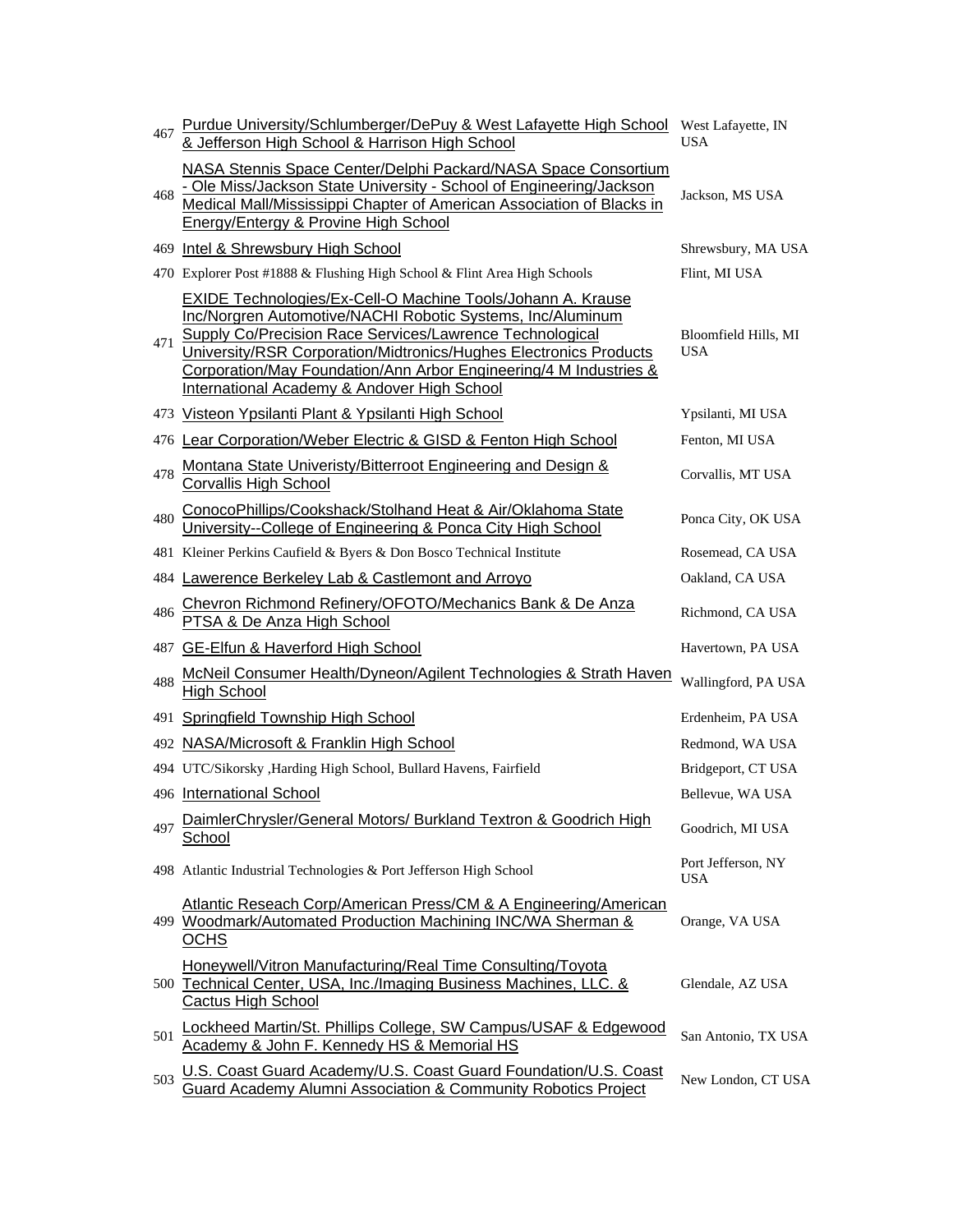| | | |
|---|---|---|
| 467 | Purdue University/Schlumberger/DePuy & West Lafayette High School & Jefferson High School & Harrison High School | West Lafayette, IN USA |
| 468 | NASA Stennis Space Center/Delphi Packard/NASA Space Consortium - Ole Miss/Jackson State University - School of Engineering/Jackson Medical Mall/Mississippi Chapter of American Association of Blacks in Energy/Entergy & Provine High School | Jackson, MS USA |
| 469 | Intel & Shrewsbury High School | Shrewsbury, MA USA |
| 470 | Explorer Post #1888 & Flushing High School & Flint Area High Schools | Flint, MI USA |
| 471 | EXIDE Technologies/Ex-Cell-O Machine Tools/Johann A. Krause Inc/Norgren Automotive/NACHI Robotic Systems, Inc/Aluminum Supply Co/Precision Race Services/Lawrence Technological University/RSR Corporation/Midtronics/Hughes Electronics Products Corporation/May Foundation/Ann Arbor Engineering/4 M Industries & International Academy & Andover High School | Bloomfield Hills, MI USA |
| 473 | Visteon Ypsilanti Plant & Ypsilanti High School | Ypsilanti, MI USA |
| 476 | Lear Corporation/Weber Electric & GISD & Fenton High School | Fenton, MI USA |
| 478 | Montana State Univeristy/Bitterroot Engineering and Design & Corvallis High School | Corvallis, MT USA |
| 480 | ConocoPhillips/Cookshack/Stolhand Heat & Air/Oklahoma State University--College of Engineering & Ponca City High School | Ponca City, OK USA |
| 481 | Kleiner Perkins Caufield & Byers & Don Bosco Technical Institute | Rosemead, CA USA |
| 484 | Lawerence Berkeley Lab & Castlemont and Arroyo | Oakland, CA USA |
| 486 | Chevron Richmond Refinery/OFOTO/Mechanics Bank & De Anza PTSA & De Anza High School | Richmond, CA USA |
| 487 | GE-Elfun & Haverford High School | Havertown, PA USA |
| 488 | McNeil Consumer Health/Dyneon/Agilent Technologies & Strath Haven High School | Wallingford, PA USA |
| 491 | Springfield Township High School | Erdenheim, PA USA |
| 492 | NASA/Microsoft & Franklin High School | Redmond, WA USA |
| 494 | UTC/Sikorsky ,Harding High School, Bullard Havens, Fairfield | Bridgeport, CT USA |
| 496 | International School | Bellevue, WA USA |
| 497 | DaimlerChrysler/General Motors/ Burkland Textron & Goodrich High School | Goodrich, MI USA |
| 498 | Atlantic Industrial Technologies & Port Jefferson High School | Port Jefferson, NY USA |
| 499 | Atlantic Reseach Corp/American Press/CM & A Engineering/American Woodmark/Automated Production Machining INC/WA Sherman & OCHS | Orange, VA USA |
| 500 | Honeywell/Vitron Manufacturing/Real Time Consulting/Toyota Technical Center, USA, Inc./Imaging Business Machines, LLC. & Cactus High School | Glendale, AZ USA |
| 501 | Lockheed Martin/St. Phillips College, SW Campus/USAF & Edgewood Academy & John F. Kennedy HS & Memorial HS | San Antonio, TX USA |
| 503 | U.S. Coast Guard Academy/U.S. Coast Guard Foundation/U.S. Coast Guard Academy Alumni Association & Community Robotics Project | New London, CT USA |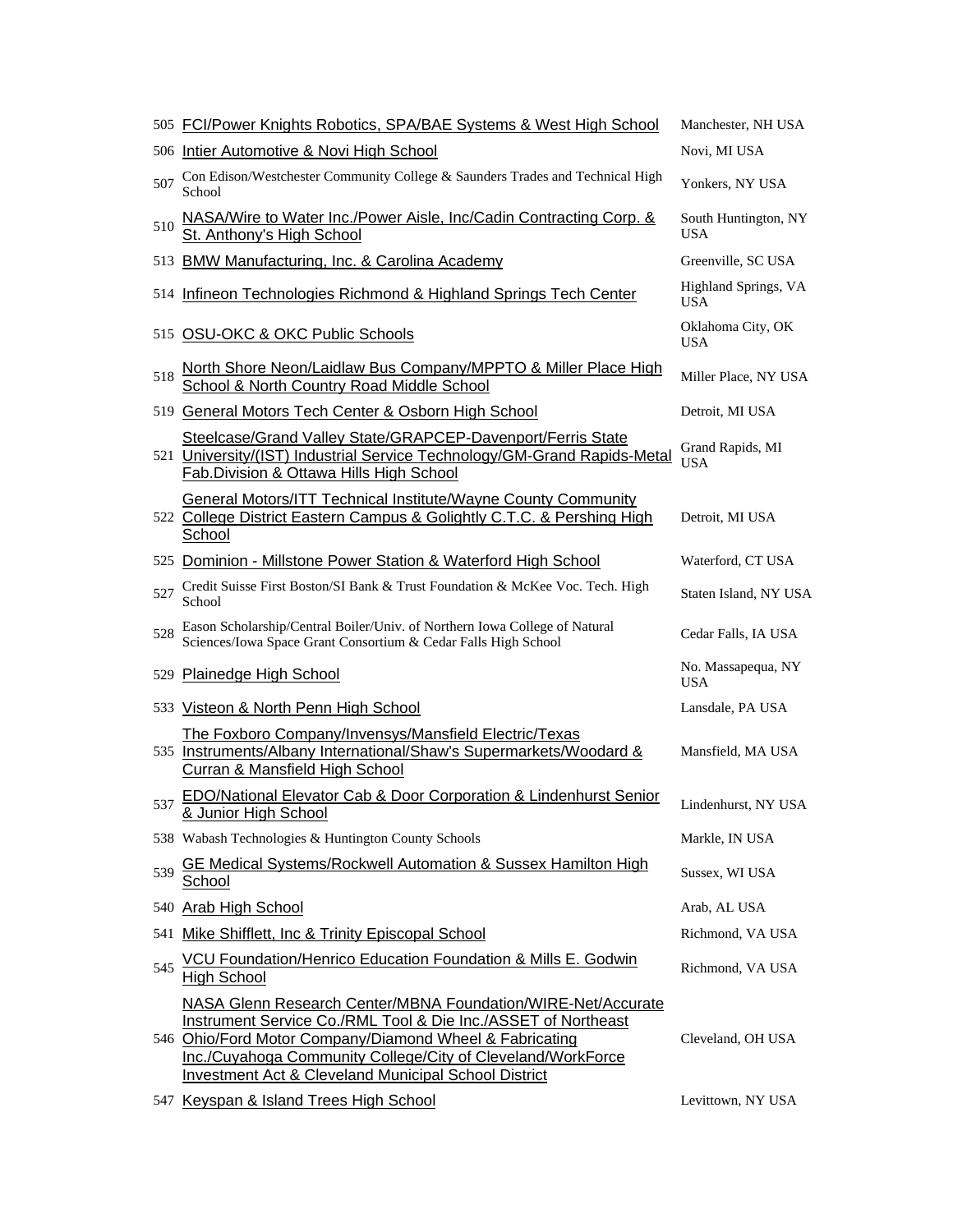| | | |
|---|---|---|
| 505 | FCI/Power Knights Robotics, SPA/BAE Systems & West High School | Manchester, NH USA |
| 506 | Intier Automotive & Novi High School | Novi, MI USA |
| 507 | Con Edison/Westchester Community College & Saunders Trades and Technical High School | Yonkers, NY USA |
| 510 | NASA/Wire to Water Inc./Power Aisle, Inc/Cadin Contracting Corp. & St. Anthony's High School | South Huntington, NY USA |
| 513 | BMW Manufacturing, Inc. & Carolina Academy | Greenville, SC USA |
| 514 | Infineon Technologies Richmond & Highland Springs Tech Center | Highland Springs, VA USA |
| 515 | OSU-OKC & OKC Public Schools | Oklahoma City, OK USA |
| 518 | North Shore Neon/Laidlaw Bus Company/MPPTO & Miller Place High School & North Country Road Middle School | Miller Place, NY USA |
| 519 | General Motors Tech Center & Osborn High School | Detroit, MI USA |
| 521 | Steelcase/Grand Valley State/GRAPCEP-Davenport/Ferris State University/(IST) Industrial Service Technology/GM-Grand Rapids-Metal Fab.Division & Ottawa Hills High School | Grand Rapids, MI USA |
| 522 | General Motors/ITT Technical Institute/Wayne County Community College District Eastern Campus & Golightly C.T.C. & Pershing High School | Detroit, MI USA |
| 525 | Dominion - Millstone Power Station & Waterford High School | Waterford, CT USA |
| 527 | Credit Suisse First Boston/SI Bank & Trust Foundation & McKee Voc. Tech. High School | Staten Island, NY USA |
| 528 | Eason Scholarship/Central Boiler/Univ. of Northern Iowa College of Natural Sciences/Iowa Space Grant Consortium & Cedar Falls High School | Cedar Falls, IA USA |
| 529 | Plainedge High School | No. Massapequa, NY USA |
| 533 | Visteon & North Penn High School | Lansdale, PA USA |
| 535 | The Foxboro Company/Invensys/Mansfield Electric/Texas Instruments/Albany International/Shaw's Supermarkets/Woodard & Curran & Mansfield High School | Mansfield, MA USA |
| 537 | EDO/National Elevator Cab & Door Corporation & Lindenhurst Senior & Junior High School | Lindenhurst, NY USA |
| 538 | Wabash Technologies & Huntington County Schools | Markle, IN USA |
| 539 | GE Medical Systems/Rockwell Automation & Sussex Hamilton High School | Sussex, WI USA |
| 540 | Arab High School | Arab, AL USA |
| 541 | Mike Shifflett, Inc & Trinity Episcopal School | Richmond, VA USA |
| 545 | VCU Foundation/Henrico Education Foundation & Mills E. Godwin High School | Richmond, VA USA |
| 546 | NASA Glenn Research Center/MBNA Foundation/WIRE-Net/Accurate Instrument Service Co./RML Tool & Die Inc./ASSET of Northeast Ohio/Ford Motor Company/Diamond Wheel & Fabricating Inc./Cuyahoga Community College/City of Cleveland/WorkForce Investment Act & Cleveland Municipal School District | Cleveland, OH USA |
| 547 | Keyspan & Island Trees High School | Levittown, NY USA |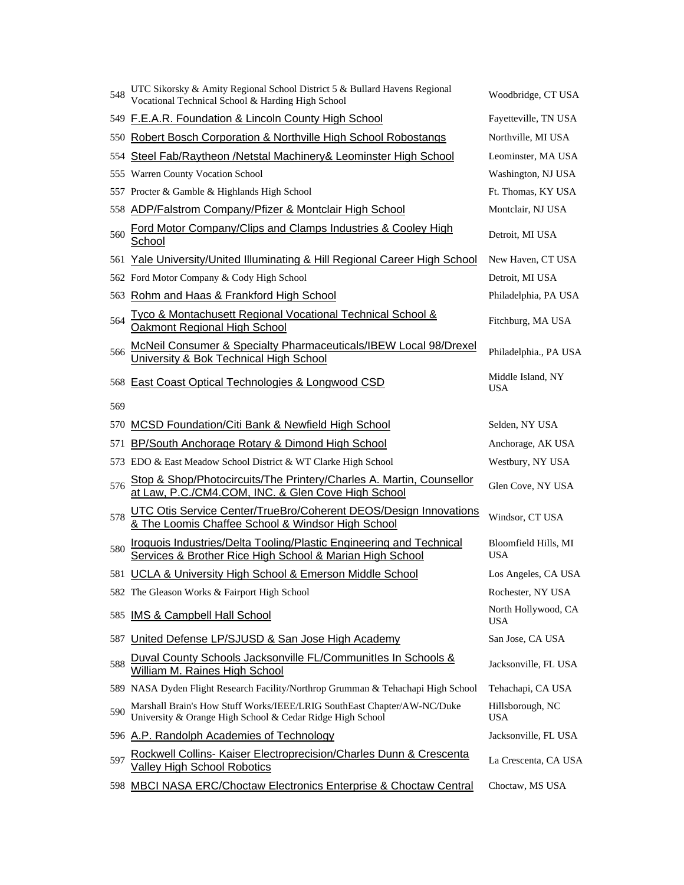| | | |
|---|---|---|
| 548 | UTC Sikorsky & Amity Regional School District 5 & Bullard Havens Regional Vocational Technical School & Harding High School | Woodbridge, CT USA |
| 549 | F.E.A.R. Foundation & Lincoln County High School | Fayetteville, TN USA |
| 550 | Robert Bosch Corporation & Northville High School Robostangs | Northville, MI USA |
| 554 | Steel Fab/Raytheon /Netstal Machinery& Leominster High School | Leominster, MA USA |
| 555 | Warren County Vocation School | Washington, NJ USA |
| 557 | Procter & Gamble & Highlands High School | Ft. Thomas, KY USA |
| 558 | ADP/Falstrom Company/Pfizer & Montclair High School | Montclair, NJ USA |
| 560 | Ford Motor Company/Clips and Clamps Industries & Cooley High School | Detroit, MI USA |
| 561 | Yale University/United Illuminating & Hill Regional Career High School | New Haven, CT USA |
| 562 | Ford Motor Company & Cody High School | Detroit, MI USA |
| 563 | Rohm and Haas & Frankford High School | Philadelphia, PA USA |
| 564 | Tyco & Montachusett Regional Vocational Technical School & Oakmont Regional High School | Fitchburg, MA USA |
| 566 | McNeil Consumer & Specialty Pharmaceuticals/IBEW Local 98/Drexel University & Bok Technical High School | Philadelphia., PA USA |
| 568 | East Coast Optical Technologies & Longwood CSD | Middle Island, NY USA |
| 569 | | |
| 570 | MCSD Foundation/Citi Bank & Newfield High School | Selden, NY USA |
| 571 | BP/South Anchorage Rotary & Dimond High School | Anchorage, AK USA |
| 573 | EDO & East Meadow School District & WT Clarke High School | Westbury, NY USA |
| 576 | Stop & Shop/Photocircuits/The Printery/Charles A. Martin, Counsellor at Law, P.C./CM4.COM, INC. & Glen Cove High School | Glen Cove, NY USA |
| 578 | UTC Otis Service Center/TrueBro/Coherent DEOS/Design Innovations & The Loomis Chaffee School & Windsor High School | Windsor, CT USA |
| 580 | Iroquois Industries/Delta Tooling/Plastic Engineering and Technical Services & Brother Rice High School & Marian High School | Bloomfield Hills, MI USA |
| 581 | UCLA & University High School & Emerson Middle School | Los Angeles, CA USA |
| 582 | The Gleason Works & Fairport High School | Rochester, NY USA |
| 585 | IMS & Campbell Hall School | North Hollywood, CA USA |
| 587 | United Defense LP/SJUSD & San Jose High Academy | San Jose, CA USA |
| 588 | Duval County Schools Jacksonville FL/CommunitIes In Schools & William M. Raines High School | Jacksonville, FL USA |
| 589 | NASA Dyden Flight Research Facility/Northrop Grumman & Tehachapi High School | Tehachapi, CA USA |
| 590 | Marshall Brain's How Stuff Works/IEEE/LRIG SouthEast Chapter/AW-NC/Duke University & Orange High School & Cedar Ridge High School | Hillsborough, NC USA |
| 596 | A.P. Randolph Academies of Technology | Jacksonville, FL USA |
| 597 | Rockwell Collins- Kaiser Electroprecision/Charles Dunn & Crescenta Valley High School Robotics | La Crescenta, CA USA |
| 598 | MBCI NASA ERC/Choctaw Electronics Enterprise & Choctaw Central | Choctaw, MS USA |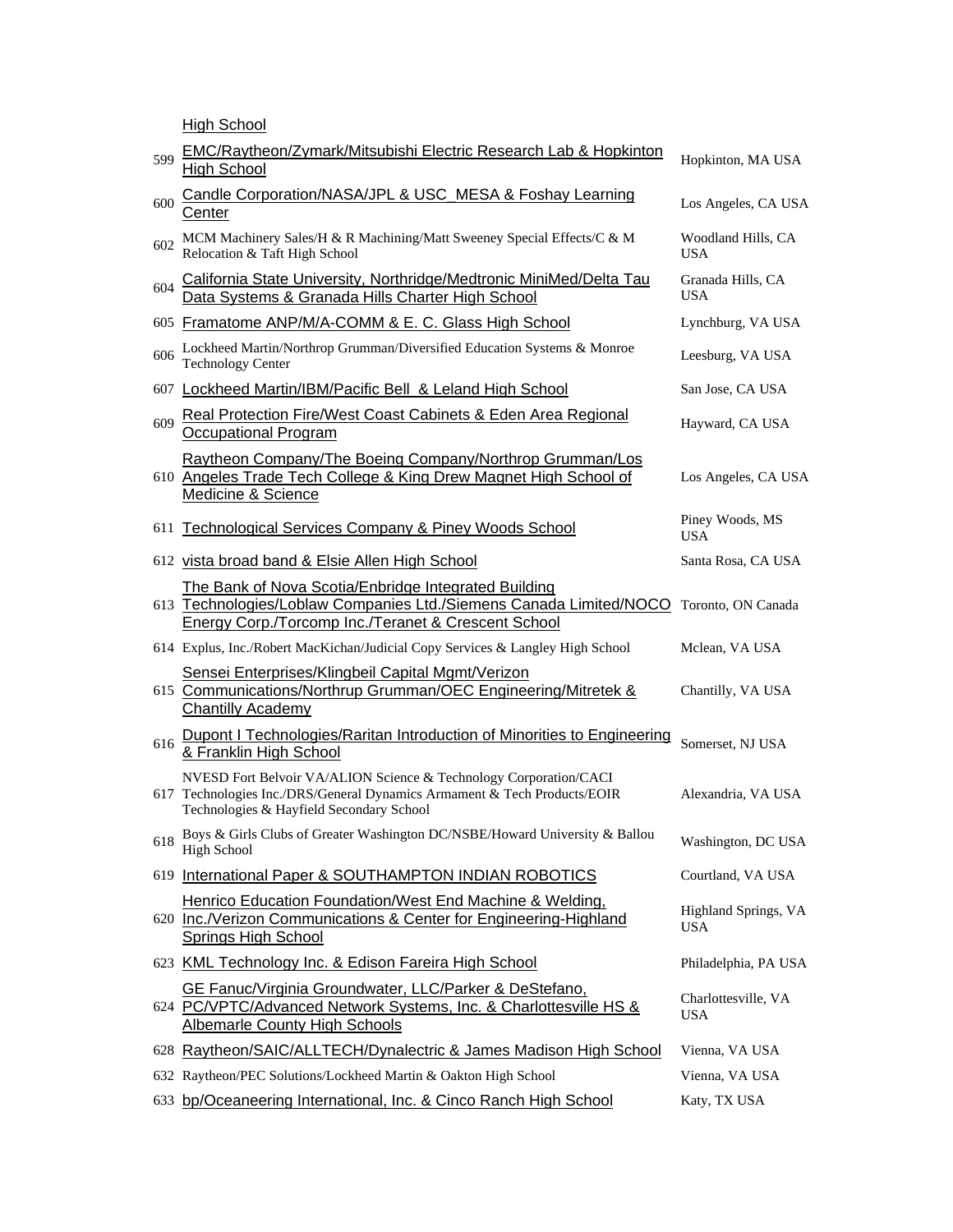| | | |
|---|---|---|
| | High School | |
| 599 | EMC/Raytheon/Zymark/Mitsubishi Electric Research Lab & Hopkinton High School | Hopkinton, MA USA |
| 600 | Candle Corporation/NASA/JPL & USC_MESA & Foshay Learning Center | Los Angeles, CA USA |
| 602 | MCM Machinery Sales/H & R Machining/Matt Sweeney Special Effects/C & M Relocation & Taft High School | Woodland Hills, CA USA |
| 604 | California State University, Northridge/Medtronic MiniMed/Delta Tau Data Systems & Granada Hills Charter High School | Granada Hills, CA USA |
| 605 | Framatome ANP/M/A-COMM & E. C. Glass High School | Lynchburg, VA USA |
| 606 | Lockheed Martin/Northrop Grumman/Diversified Education Systems & Monroe Technology Center | Leesburg, VA USA |
| 607 | Lockheed Martin/IBM/Pacific Bell & Leland High School | San Jose, CA USA |
| 609 | Real Protection Fire/West Coast Cabinets & Eden Area Regional Occupational Program | Hayward, CA USA |
| 610 | Raytheon Company/The Boeing Company/Northrop Grumman/Los Angeles Trade Tech College & King Drew Magnet High School of Medicine & Science | Los Angeles, CA USA |
| 611 | Technological Services Company & Piney Woods School | Piney Woods, MS USA |
| 612 | vista broad band & Elsie Allen High School | Santa Rosa, CA USA |
| 613 | The Bank of Nova Scotia/Enbridge Integrated Building Technologies/Loblaw Companies Ltd./Siemens Canada Limited/NOCO Energy Corp./Torcomp Inc./Teranet & Crescent School | Toronto, ON Canada |
| 614 | Explus, Inc./Robert MacKichan/Judicial Copy Services & Langley High School | Mclean, VA USA |
| 615 | Sensei Enterprises/Klingbeil Capital Mgmt/Verizon Communications/Northrup Grumman/OEC Engineering/Mitretek & Chantilly Academy | Chantilly, VA USA |
| 616 | Dupont I Technologies/Raritan Introduction of Minorities to Engineering & Franklin High School | Somerset, NJ USA |
| 617 | NVESD Fort Belvoir VA/ALION Science & Technology Corporation/CACI Technologies Inc./DRS/General Dynamics Armament & Tech Products/EOIR Technologies & Hayfield Secondary School | Alexandria, VA USA |
| 618 | Boys & Girls Clubs of Greater Washington DC/NSBE/Howard University & Ballou High School | Washington, DC USA |
| 619 | International Paper & SOUTHAMPTON INDIAN ROBOTICS | Courtland, VA USA |
| 620 | Henrico Education Foundation/West End Machine & Welding, Inc./Verizon Communications & Center for Engineering-Highland Springs High School | Highland Springs, VA USA |
| 623 | KML Technology Inc. & Edison Fareira High School | Philadelphia, PA USA |
| 624 | GE Fanuc/Virginia Groundwater, LLC/Parker & DeStefano, PC/VPTC/Advanced Network Systems, Inc. & Charlottesville HS & Albemarle County High Schools | Charlottesville, VA USA |
| 628 | Raytheon/SAIC/ALLTECH/Dynalectric & James Madison High School | Vienna, VA USA |
| 632 | Raytheon/PEC Solutions/Lockheed Martin & Oakton High School | Vienna, VA USA |
| 633 | bp/Oceaneering International, Inc. & Cinco Ranch High School | Katy, TX USA |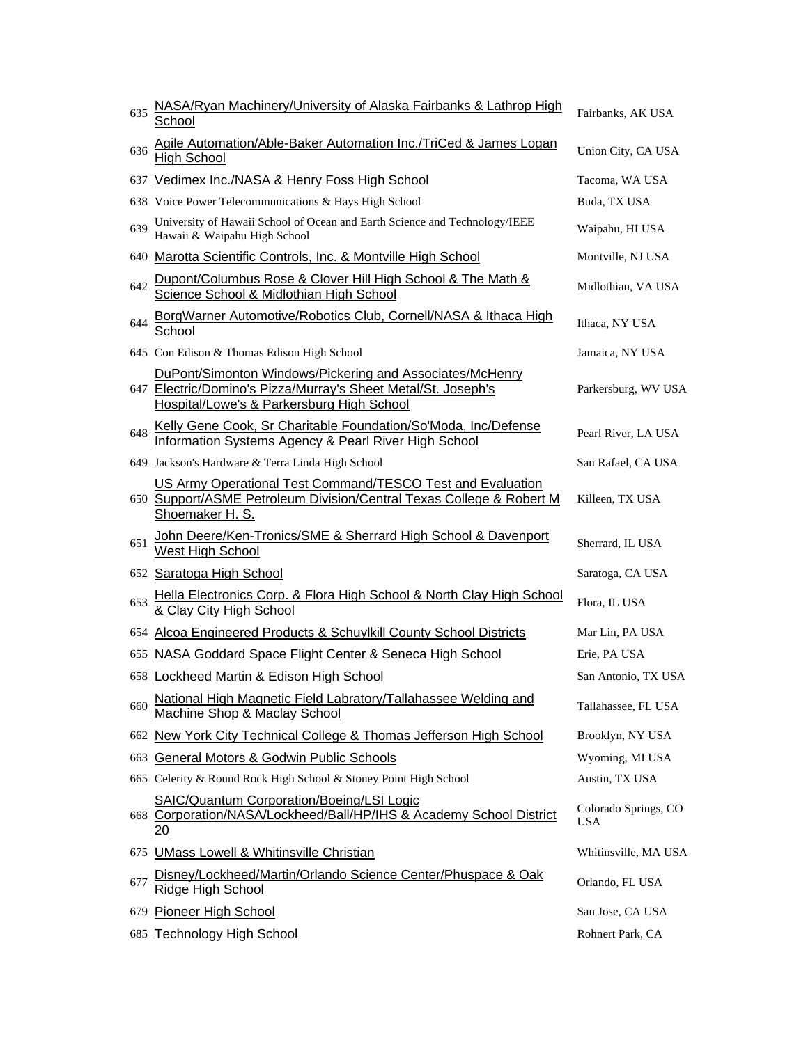| | | |
|---|---|---|
| 635 | NASA/Ryan Machinery/University of Alaska Fairbanks & Lathrop High School | Fairbanks, AK USA |
| 636 | Agile Automation/Able-Baker Automation Inc./TriCed & James Logan High School | Union City, CA USA |
| 637 | Vedimex Inc./NASA & Henry Foss High School | Tacoma, WA USA |
| 638 | Voice Power Telecommunications & Hays High School | Buda, TX USA |
| 639 | University of Hawaii School of Ocean and Earth Science and Technology/IEEE Hawaii & Waipahu High School | Waipahu, HI USA |
| 640 | Marotta Scientific Controls, Inc. & Montville High School | Montville, NJ USA |
| 642 | Dupont/Columbus Rose & Clover Hill High School & The Math & Science School & Midlothian High School | Midlothian, VA USA |
| 644 | BorgWarner Automotive/Robotics Club, Cornell/NASA & Ithaca High School | Ithaca, NY USA |
| 645 | Con Edison & Thomas Edison High School | Jamaica, NY USA |
| 647 | DuPont/Simonton Windows/Pickering and Associates/McHenry Electric/Domino's Pizza/Murray's Sheet Metal/St. Joseph's Hospital/Lowe's & Parkersburg High School | Parkersburg, WV USA |
| 648 | Kelly Gene Cook, Sr Charitable Foundation/So'Moda, Inc/Defense Information Systems Agency & Pearl River High School | Pearl River, LA USA |
| 649 | Jackson's Hardware & Terra Linda High School | San Rafael, CA USA |
| 650 | US Army Operational Test Command/TESCO Test and Evaluation Support/ASME Petroleum Division/Central Texas College & Robert M Shoemaker H. S. | Killeen, TX USA |
| 651 | John Deere/Ken-Tronics/SME & Sherrard High School & Davenport West High School | Sherrard, IL USA |
| 652 | Saratoga High School | Saratoga, CA USA |
| 653 | Hella Electronics Corp. & Flora High School & North Clay High School & Clay City High School | Flora, IL USA |
| 654 | Alcoa Engineered Products & Schuylkill County School Districts | Mar Lin, PA USA |
| 655 | NASA Goddard Space Flight Center & Seneca High School | Erie, PA USA |
| 658 | Lockheed Martin & Edison High School | San Antonio, TX USA |
| 660 | National High Magnetic Field Labratory/Tallahassee Welding and Machine Shop & Maclay School | Tallahassee, FL USA |
| 662 | New York City Technical College & Thomas Jefferson High School | Brooklyn, NY USA |
| 663 | General Motors & Godwin Public Schools | Wyoming, MI USA |
| 665 | Celerity & Round Rock High School & Stoney Point High School | Austin, TX USA |
| 668 | SAIC/Quantum Corporation/Boeing/LSI Logic Corporation/NASA/Lockheed/Ball/HP/IHS & Academy School District 20 | Colorado Springs, CO USA |
| 675 | UMass Lowell & Whitinsville Christian | Whitinsville, MA USA |
| 677 | Disney/Lockheed/Martin/Orlando Science Center/Phuspace & Oak Ridge High School | Orlando, FL USA |
| 679 | Pioneer High School | San Jose, CA USA |
| 685 | Technology High School | Rohnert Park, CA |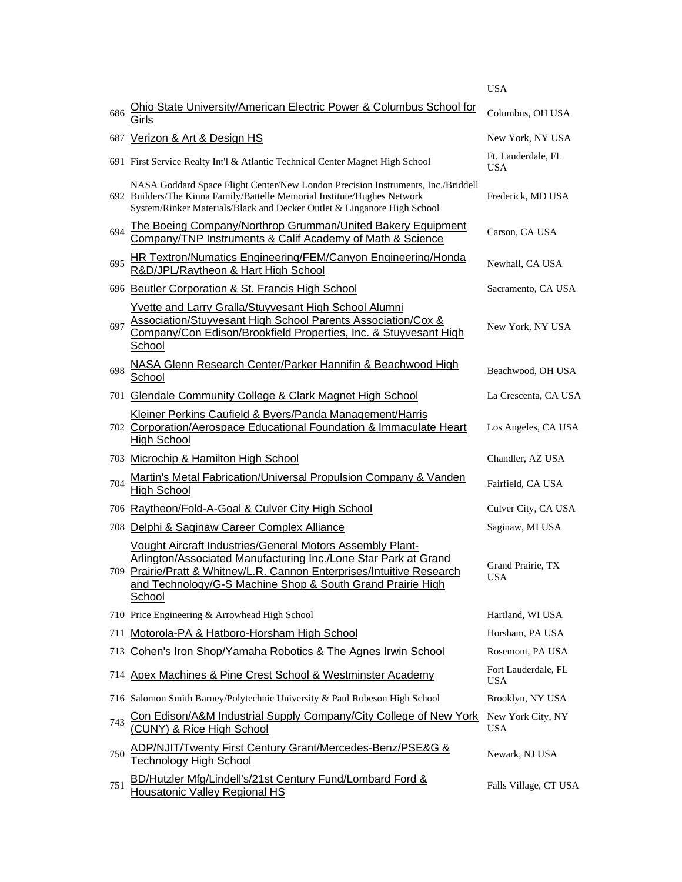| | | USA |
|---|---|---|
| 686 | Ohio State University/American Electric Power & Columbus School for Girls | Columbus, OH USA |
| 687 | Verizon & Art & Design HS | New York, NY USA |
| 691 | First Service Realty Int'l & Atlantic Technical Center Magnet High School | Ft. Lauderdale, FL USA |
| 692 | NASA Goddard Space Flight Center/New London Precision Instruments, Inc./Briddell Builders/The Kinna Family/Battelle Memorial Institute/Hughes Network System/Rinker Materials/Black and Decker Outlet & Linganore High School | Frederick, MD USA |
| 694 | The Boeing Company/Northrop Grumman/United Bakery Equipment Company/TNP Instruments & Calif Academy of Math & Science | Carson, CA USA |
| 695 | HR Textron/Numatics Engineering/FEM/Canyon Engineering/Honda R&D/JPL/Raytheon & Hart High School | Newhall, CA USA |
| 696 | Beutler Corporation & St. Francis High School | Sacramento, CA USA |
| 697 | Yvette and Larry Gralla/Stuyvesant High School Alumni Association/Stuyvesant High School Parents Association/Cox & Company/Con Edison/Brookfield Properties, Inc. & Stuyvesant High School | New York, NY USA |
| 698 | NASA Glenn Research Center/Parker Hannifin & Beachwood High School | Beachwood, OH USA |
| 701 | Glendale Community College & Clark Magnet High School | La Crescenta, CA USA |
| 702 | Kleiner Perkins Caufield & Byers/Panda Management/Harris Corporation/Aerospace Educational Foundation & Immaculate Heart High School | Los Angeles, CA USA |
| 703 | Microchip & Hamilton High School | Chandler, AZ USA |
| 704 | Martin's Metal Fabrication/Universal Propulsion Company & Vanden High School | Fairfield, CA USA |
| 706 | Raytheon/Fold-A-Goal & Culver City High School | Culver City, CA USA |
| 708 | Delphi & Saginaw Career Complex Alliance | Saginaw, MI USA |
| 709 | Vought Aircraft Industries/General Motors Assembly Plant-Arlington/Associated Manufacturing Inc./Lone Star Park at Grand Prairie/Pratt & Whitney/L.R. Cannon Enterprises/Intuitive Research and Technology/G-S Machine Shop & South Grand Prairie High School | Grand Prairie, TX USA |
| 710 | Price Engineering & Arrowhead High School | Hartland, WI USA |
| 711 | Motorola-PA & Hatboro-Horsham High School | Horsham, PA USA |
| 713 | Cohen's Iron Shop/Yamaha Robotics & The Agnes Irwin School | Rosemont, PA USA |
| 714 | Apex Machines & Pine Crest School & Westminster Academy | Fort Lauderdale, FL USA |
| 716 | Salomon Smith Barney/Polytechnic University & Paul Robeson High School | Brooklyn, NY USA |
| 743 | Con Edison/A&M Industrial Supply Company/City College of New York (CUNY) & Rice High School | New York City, NY USA |
| 750 | ADP/NJIT/Twenty First Century Grant/Mercedes-Benz/PSE&G & Technology High School | Newark, NJ USA |
| 751 | BD/Hutzler Mfg/Lindell's/21st Century Fund/Lombard Ford & Housatonic Valley Regional HS | Falls Village, CT USA |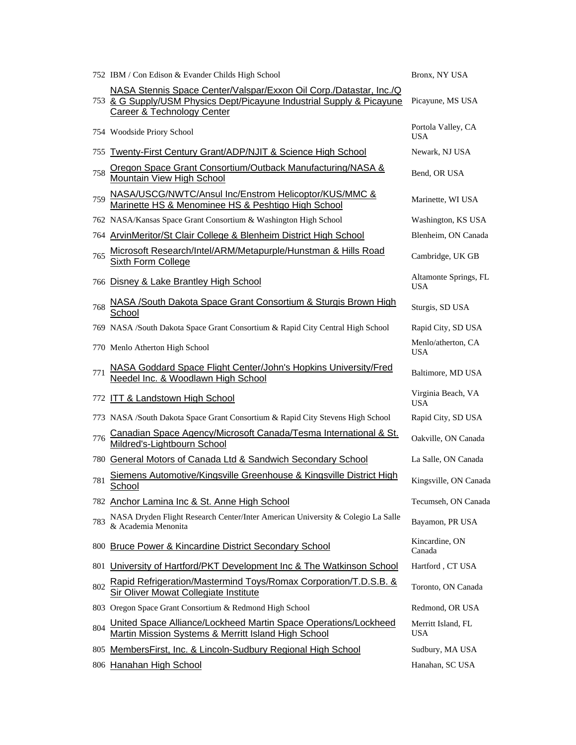| | | |
|---|---|---|
| 752 | IBM / Con Edison & Evander Childs High School | Bronx, NY USA |
| 753 | NASA Stennis Space Center/Valspar/Exxon Oil Corp./Datastar, Inc./Q & G Supply/USM Physics Dept/Picayune Industrial Supply & Picayune Career & Technology Center | Picayune, MS USA |
| 754 | Woodside Priory School | Portola Valley, CA USA |
| 755 | Twenty-First Century Grant/ADP/NJIT & Science High School | Newark, NJ USA |
| 758 | Oregon Space Grant Consortium/Outback Manufacturing/NASA & Mountain View High School | Bend, OR USA |
| 759 | NASA/USCG/NWTC/Ansul Inc/Enstrom Helicoptor/KUS/MMC & Marinette HS & Menominee HS & Peshtigo High School | Marinette, WI USA |
| 762 | NASA/Kansas Space Grant Consortium & Washington High School | Washington, KS USA |
| 764 | ArvinMeritor/St Clair College & Blenheim District High School | Blenheim, ON Canada |
| 765 | Microsoft Research/Intel/ARM/Metapurple/Hunstman & Hills Road Sixth Form College | Cambridge, UK GB |
| 766 | Disney & Lake Brantley High School | Altamonte Springs, FL USA |
| 768 | NASA /South Dakota Space Grant Consortium & Sturgis Brown High School | Sturgis, SD USA |
| 769 | NASA /South Dakota Space Grant Consortium & Rapid City Central High School | Rapid City, SD USA |
| 770 | Menlo Atherton High School | Menlo/atherton, CA USA |
| 771 | NASA Goddard Space Flight Center/John's Hopkins University/Fred Needel Inc. & Woodlawn High School | Baltimore, MD USA |
| 772 | ITT & Landstown High School | Virginia Beach, VA USA |
| 773 | NASA /South Dakota Space Grant Consortium & Rapid City Stevens High School | Rapid City, SD USA |
| 776 | Canadian Space Agency/Microsoft Canada/Tesma International & St. Mildred's-Lightbourn School | Oakville, ON Canada |
| 780 | General Motors of Canada Ltd & Sandwich Secondary School | La Salle, ON Canada |
| 781 | Siemens Automotive/Kingsville Greenhouse & Kingsville District High School | Kingsville, ON Canada |
| 782 | Anchor Lamina Inc & St. Anne High School | Tecumseh, ON Canada |
| 783 | NASA Dryden Flight Research Center/Inter American University & Colegio La Salle & Academia Menonita | Bayamon, PR USA |
| 800 | Bruce Power & Kincardine District Secondary School | Kincardine, ON Canada |
| 801 | University of Hartford/PKT Development Inc & The Watkinson School | Hartford , CT USA |
| 802 | Rapid Refrigeration/Mastermind Toys/Romax Corporation/T.D.S.B. & Sir Oliver Mowat Collegiate Institute | Toronto, ON Canada |
| 803 | Oregon Space Grant Consortium & Redmond High School | Redmond, OR USA |
| 804 | United Space Alliance/Lockheed Martin Space Operations/Lockheed Martin Mission Systems & Merritt Island High School | Merritt Island, FL USA |
| 805 | MembersFirst, Inc. & Lincoln-Sudbury Regional High School | Sudbury, MA USA |
| 806 | Hanahan High School | Hanahan, SC USA |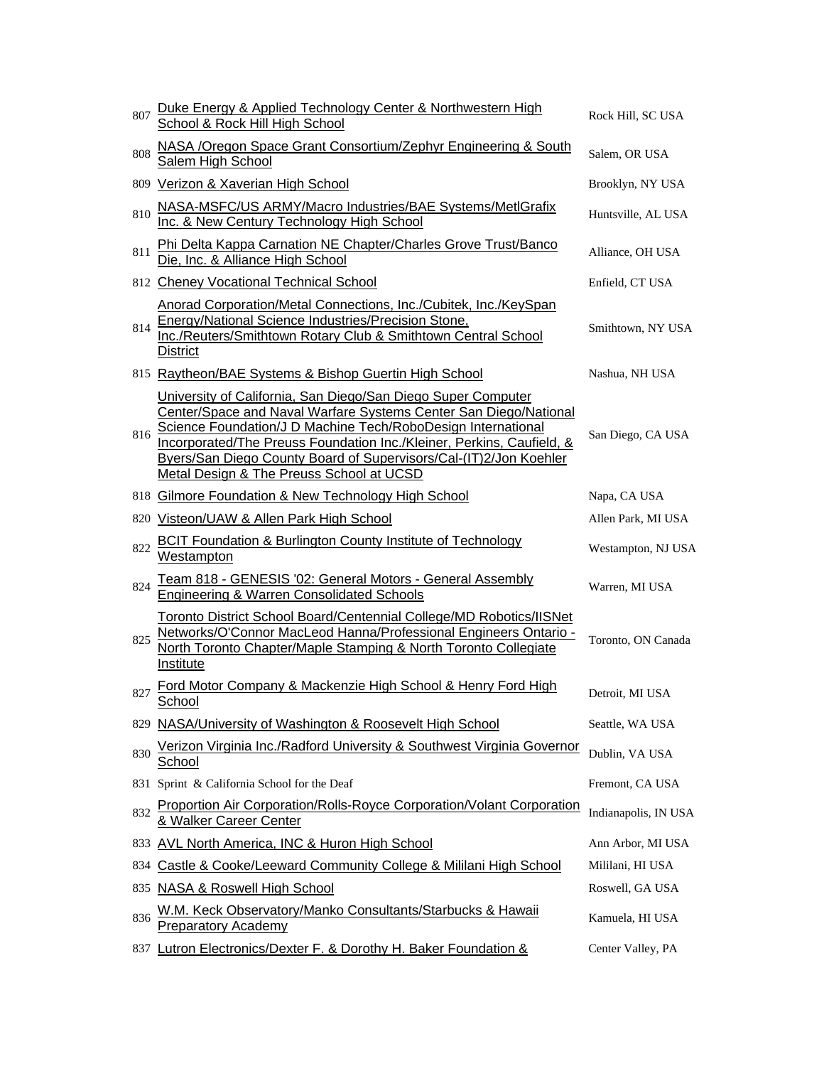| | | |
|---|---|---|
| 807 | Duke Energy & Applied Technology Center & Northwestern High School & Rock Hill High School | Rock Hill, SC USA |
| 808 | NASA /Oregon Space Grant Consortium/Zephyr Engineering & South Salem High School | Salem, OR USA |
| 809 | Verizon & Xaverian High School | Brooklyn, NY USA |
| 810 | NASA-MSFC/US ARMY/Macro Industries/BAE Systems/MetlGrafix Inc. & New Century Technology High School | Huntsville, AL USA |
| 811 | Phi Delta Kappa Carnation NE Chapter/Charles Grove Trust/Banco Die, Inc. & Alliance High School | Alliance, OH USA |
| 812 | Cheney Vocational Technical School | Enfield, CT USA |
| 814 | Anorad Corporation/Metal Connections, Inc./Cubitek, Inc./KeySpan Energy/National Science Industries/Precision Stone, Inc./Reuters/Smithtown Rotary Club & Smithtown Central School District | Smithtown, NY USA |
| 815 | Raytheon/BAE Systems & Bishop Guertin High School | Nashua, NH USA |
| 816 | University of California, San Diego/San Diego Super Computer Center/Space and Naval Warfare Systems Center San Diego/National Science Foundation/J D Machine Tech/RoboDesign International Incorporated/The Preuss Foundation Inc./Kleiner, Perkins, Caufield, & Byers/San Diego County Board of Supervisors/Cal-(IT)2/Jon Koehler Metal Design & The Preuss School at UCSD | San Diego, CA USA |
| 818 | Gilmore Foundation & New Technology High School | Napa, CA USA |
| 820 | Visteon/UAW & Allen Park High School | Allen Park, MI USA |
| 822 | BCIT Foundation & Burlington County Institute of Technology Westampton | Westampton, NJ USA |
| 824 | Team 818 - GENESIS '02: General Motors - General Assembly Engineering & Warren Consolidated Schools | Warren, MI USA |
| 825 | Toronto District School Board/Centennial College/MD Robotics/IISNet Networks/O'Connor MacLeod Hanna/Professional Engineers Ontario - North Toronto Chapter/Maple Stamping & North Toronto Collegiate Institute | Toronto, ON Canada |
| 827 | Ford Motor Company & Mackenzie High School & Henry Ford High School | Detroit, MI USA |
| 829 | NASA/University of Washington & Roosevelt High School | Seattle, WA USA |
| 830 | Verizon Virginia Inc./Radford University & Southwest Virginia Governor School | Dublin, VA USA |
| 831 | Sprint & California School for the Deaf | Fremont, CA USA |
| 832 | Proportion Air Corporation/Rolls-Royce Corporation/Volant Corporation & Walker Career Center | Indianapolis, IN USA |
| 833 | AVL North America, INC & Huron High School | Ann Arbor, MI USA |
| 834 | Castle & Cooke/Leeward Community College & Mililani High School | Mililani, HI USA |
| 835 | NASA & Roswell High School | Roswell, GA USA |
| 836 | W.M. Keck Observatory/Manko Consultants/Starbucks & Hawaii Preparatory Academy | Kamuela, HI USA |
| 837 | Lutron Electronics/Dexter F. & Dorothy H. Baker Foundation & | Center Valley, PA |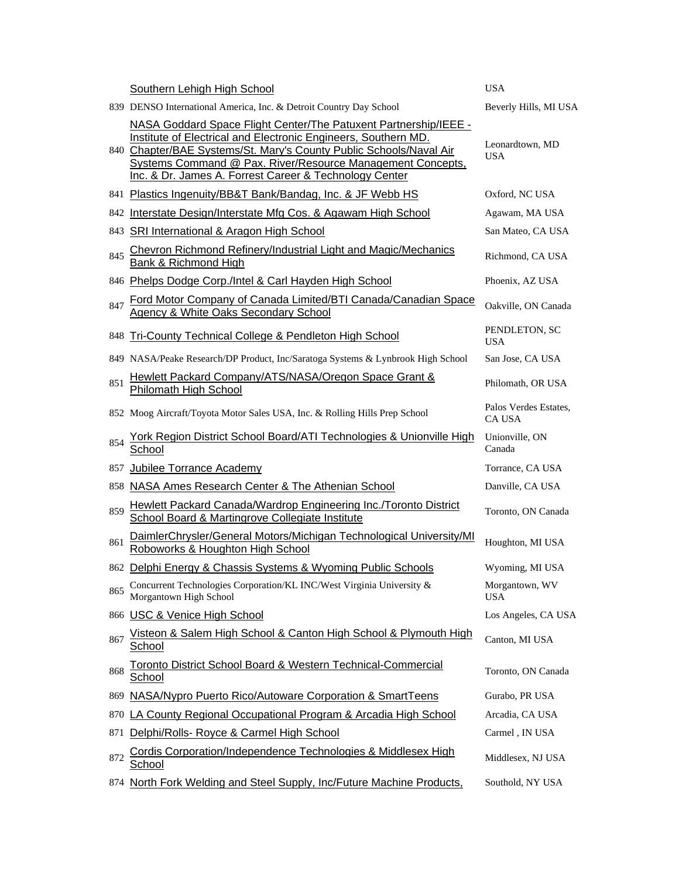| | | |
|---|---|---|
| | Southern Lehigh High School | USA |
| 839 | DENSO International America, Inc. & Detroit Country Day School | Beverly Hills, MI USA |
| 840 | NASA Goddard Space Flight Center/The Patuxent Partnership/IEEE - Institute of Electrical and Electronic Engineers, Southern MD. Chapter/BAE Systems/St. Mary's County Public Schools/Naval Air Systems Command @ Pax. River/Resource Management Concepts, Inc. & Dr. James A. Forrest Career & Technology Center | Leonardtown, MD USA |
| 841 | Plastics Ingenuity/BB&T Bank/Bandag, Inc. & JF Webb HS | Oxford, NC USA |
| 842 | Interstate Design/Interstate Mfg Cos. & Agawam High School | Agawam, MA USA |
| 843 | SRI International & Aragon High School | San Mateo, CA USA |
| 845 | Chevron Richmond Refinery/Industrial Light and Magic/Mechanics Bank & Richmond High | Richmond, CA USA |
| 846 | Phelps Dodge Corp./Intel & Carl Hayden High School | Phoenix, AZ USA |
| 847 | Ford Motor Company of Canada Limited/BTI Canada/Canadian Space Agency & White Oaks Secondary School | Oakville, ON Canada |
| 848 | Tri-County Technical College & Pendleton High School | PENDLETON, SC USA |
| 849 | NASA/Peake Research/DP Product, Inc/Saratoga Systems & Lynbrook High School | San Jose, CA USA |
| 851 | Hewlett Packard Company/ATS/NASA/Oregon Space Grant & Philomath High School | Philomath, OR USA |
| 852 | Moog Aircraft/Toyota Motor Sales USA, Inc. & Rolling Hills Prep School | Palos Verdes Estates, CA USA |
| 854 | York Region District School Board/ATI Technologies & Unionville High School | Unionville, ON Canada |
| 857 | Jubilee Torrance Academy | Torrance, CA USA |
| 858 | NASA Ames Research Center & The Athenian School | Danville, CA USA |
| 859 | Hewlett Packard Canada/Wardrop Engineering Inc./Toronto District School Board & Martingrove Collegiate Institute | Toronto, ON Canada |
| 861 | DaimlerChrysler/General Motors/Michigan Technological University/MI Roboworks & Houghton High School | Houghton, MI USA |
| 862 | Delphi Energy & Chassis Systems & Wyoming Public Schools | Wyoming, MI USA |
| 865 | Concurrent Technologies Corporation/KL INC/West Virginia University & Morgantown High School | Morgantown, WV USA |
| 866 | USC & Venice High School | Los Angeles, CA USA |
| 867 | Visteon & Salem High School & Canton High School & Plymouth High School | Canton, MI USA |
| 868 | Toronto District School Board & Western Technical-Commercial School | Toronto, ON Canada |
| 869 | NASA/Nypro Puerto Rico/Autoware Corporation & SmartTeens | Gurabo, PR USA |
| 870 | LA County Regional Occupational Program & Arcadia High School | Arcadia, CA USA |
| 871 | Delphi/Rolls- Royce & Carmel High School | Carmel , IN USA |
| 872 | Cordis Corporation/Independence Technologies & Middlesex High School | Middlesex, NJ USA |
| 874 | North Fork Welding and Steel Supply, Inc/Future Machine Products, | Southold, NY USA |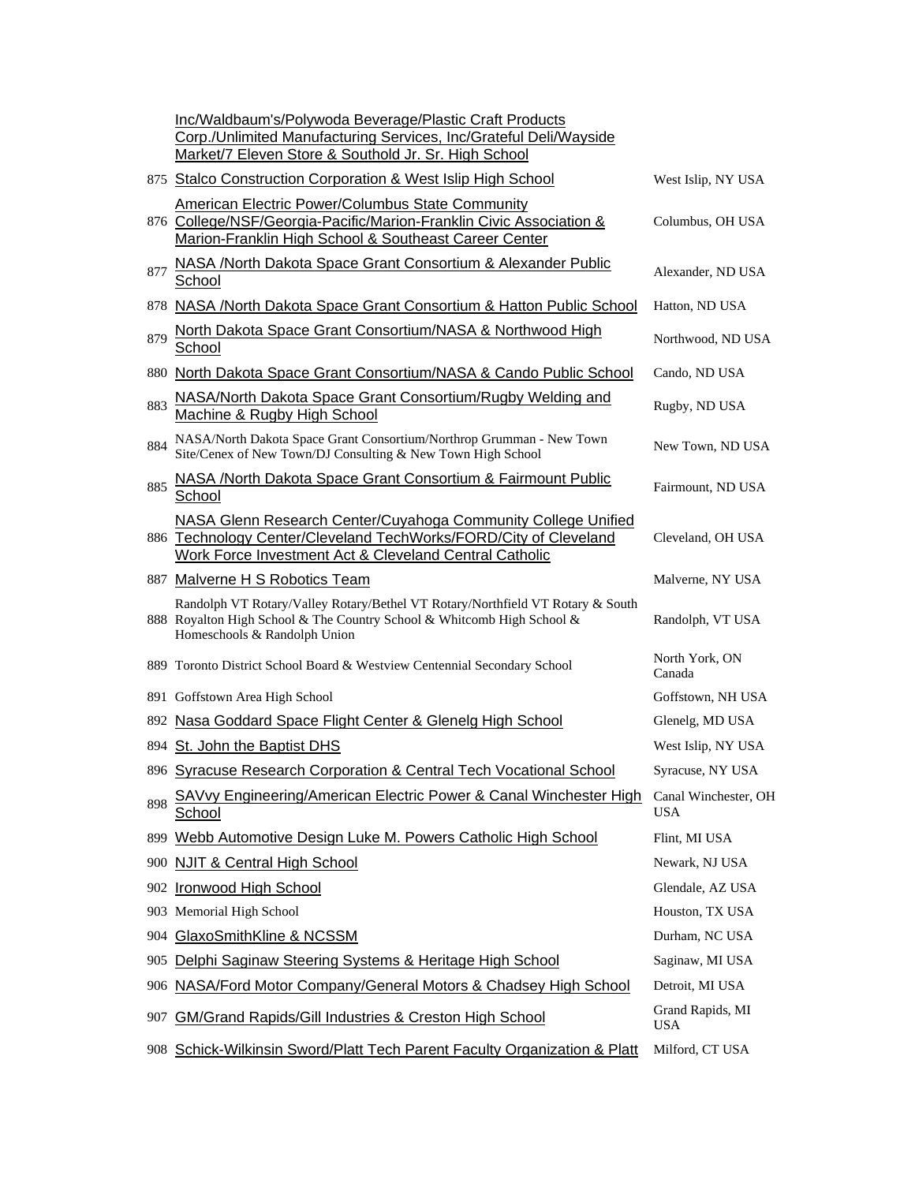| | | |
|---|---|---|
| | Inc/Waldbaum's/Polywoda Beverage/Plastic Craft Products Corp./Unlimited Manufacturing Services, Inc/Grateful Deli/Wayside Market/7 Eleven Store & Southold Jr. Sr. High School | |
| 875 | Stalco Construction Corporation & West Islip High School | West Islip, NY USA |
| 876 | American Electric Power/Columbus State Community College/NSF/Georgia-Pacific/Marion-Franklin Civic Association & Marion-Franklin High School & Southeast Career Center | Columbus, OH USA |
| 877 | NASA /North Dakota Space Grant Consortium & Alexander Public School | Alexander, ND USA |
| 878 | NASA /North Dakota Space Grant Consortium & Hatton Public School | Hatton, ND USA |
| 879 | North Dakota Space Grant Consortium/NASA & Northwood High School | Northwood, ND USA |
| 880 | North Dakota Space Grant Consortium/NASA & Cando Public School | Cando, ND USA |
| 883 | NASA/North Dakota Space Grant Consortium/Rugby Welding and Machine & Rugby High School | Rugby, ND USA |
| 884 | NASA/North Dakota Space Grant Consortium/Northrop Grumman - New Town Site/Cenex of New Town/DJ Consulting & New Town High School | New Town, ND USA |
| 885 | NASA /North Dakota Space Grant Consortium & Fairmount Public School | Fairmount, ND USA |
| 886 | NASA Glenn Research Center/Cuyahoga Community College Unified Technology Center/Cleveland TechWorks/FORD/City of Cleveland Work Force Investment Act & Cleveland Central Catholic | Cleveland, OH USA |
| 887 | Malverne H S Robotics Team | Malverne, NY USA |
| 888 | Randolph VT Rotary/Valley Rotary/Bethel VT Rotary/Northfield VT Rotary & South Royalton High School & The Country School & Whitcomb High School & Homeschools & Randolph Union | Randolph, VT USA |
| 889 | Toronto District School Board & Westview Centennial Secondary School | North York, ON Canada |
| 891 | Goffstown Area High School | Goffstown, NH USA |
| 892 | Nasa Goddard Space Flight Center & Glenelg High School | Glenelg, MD USA |
| 894 | St. John the Baptist DHS | West Islip, NY USA |
| 896 | Syracuse Research Corporation & Central Tech Vocational School | Syracuse, NY USA |
| 898 | SAVvy Engineering/American Electric Power & Canal Winchester High School | Canal Winchester, OH USA |
| 899 | Webb Automotive Design Luke M. Powers Catholic High School | Flint, MI USA |
| 900 | NJIT & Central High School | Newark, NJ USA |
| 902 | Ironwood High School | Glendale, AZ USA |
| 903 | Memorial High School | Houston, TX USA |
| 904 | GlaxoSmithKline & NCSSM | Durham, NC USA |
| 905 | Delphi Saginaw Steering Systems & Heritage High School | Saginaw, MI USA |
| 906 | NASA/Ford Motor Company/General Motors & Chadsey High School | Detroit, MI USA |
| 907 | GM/Grand Rapids/Gill Industries & Creston High School | Grand Rapids, MI USA |
| 908 | Schick-Wilkinsin Sword/Platt Tech Parent Faculty Organization & Platt | Milford, CT USA |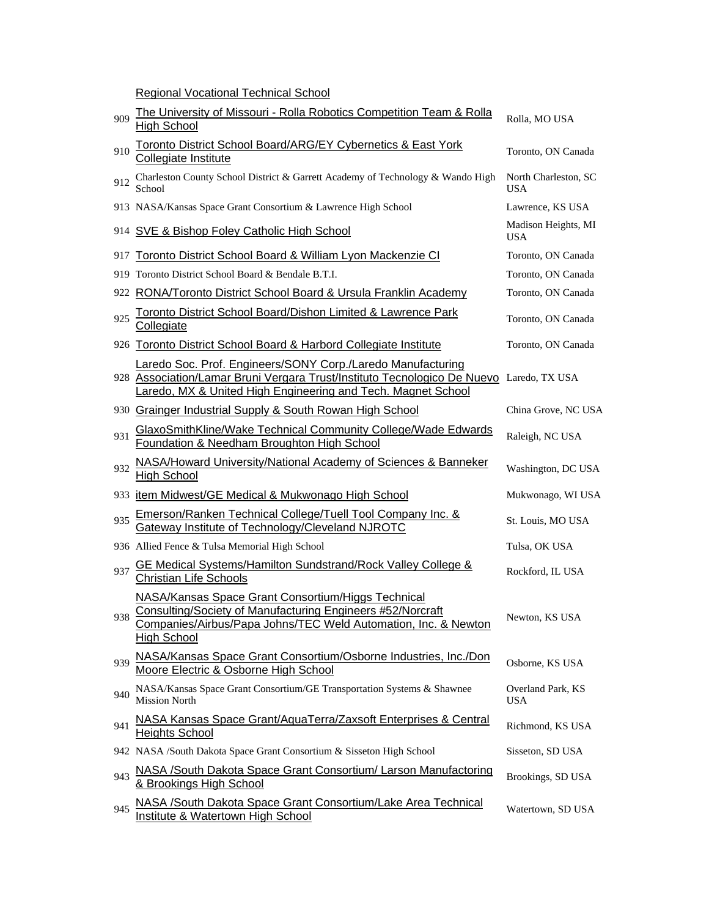| | Regional Vocational Technical School | |
|---|---|---|
| 909 | The University of Missouri - Rolla Robotics Competition Team & Rolla High School | Rolla, MO USA |
| 910 | Toronto District School Board/ARG/EY Cybernetics & East York Collegiate Institute | Toronto, ON Canada |
| 912 | Charleston County School District & Garrett Academy of Technology & Wando High School | North Charleston, SC USA |
| 913 | NASA/Kansas Space Grant Consortium & Lawrence High School | Lawrence, KS USA |
| 914 | SVE & Bishop Foley Catholic High School | Madison Heights, MI USA |
| 917 | Toronto District School Board & William Lyon Mackenzie CI | Toronto, ON Canada |
| 919 | Toronto District School Board & Bendale B.T.I. | Toronto, ON Canada |
| 922 | RONA/Toronto District School Board & Ursula Franklin Academy | Toronto, ON Canada |
| 925 | Toronto District School Board/Dishon Limited & Lawrence Park Collegiate | Toronto, ON Canada |
| 926 | Toronto District School Board & Harbord Collegiate Institute | Toronto, ON Canada |
| 928 | Laredo Soc. Prof. Engineers/SONY Corp./Laredo Manufacturing Association/Lamar Bruni Vergara Trust/Instituto Tecnologico De Nuevo Laredo, MX & United High Engineering and Tech. Magnet School | Laredo, TX USA |
| 930 | Grainger Industrial Supply & South Rowan High School | China Grove, NC USA |
| 931 | GlaxoSmithKline/Wake Technical Community College/Wade Edwards Foundation & Needham Broughton High School | Raleigh, NC USA |
| 932 | NASA/Howard University/National Academy of Sciences & Banneker High School | Washington, DC USA |
| 933 | item Midwest/GE Medical & Mukwonago High School | Mukwonago, WI USA |
| 935 | Emerson/Ranken Technical College/Tuell Tool Company Inc. & Gateway Institute of Technology/Cleveland NJROTC | St. Louis, MO USA |
| 936 | Allied Fence & Tulsa Memorial High School | Tulsa, OK USA |
| 937 | GE Medical Systems/Hamilton Sundstrand/Rock Valley College & Christian Life Schools | Rockford, IL USA |
| 938 | NASA/Kansas Space Grant Consortium/Higgs Technical Consulting/Society of Manufacturing Engineers #52/Norcraft Companies/Airbus/Papa Johns/TEC Weld Automation, Inc. & Newton High School | Newton, KS USA |
| 939 | NASA/Kansas Space Grant Consortium/Osborne Industries, Inc./Don Moore Electric & Osborne High School | Osborne, KS USA |
| 940 | NASA/Kansas Space Grant Consortium/GE Transportation Systems & Shawnee Mission North | Overland Park, KS USA |
| 941 | NASA Kansas Space Grant/AquaTerra/Zaxsoft Enterprises & Central Heights School | Richmond, KS USA |
| 942 | NASA /South Dakota Space Grant Consortium & Sisseton High School | Sisseton, SD USA |
| 943 | NASA /South Dakota Space Grant Consortium/ Larson Manufactoring & Brookings High School | Brookings, SD USA |
| 945 | NASA /South Dakota Space Grant Consortium/Lake Area Technical Institute & Watertown High School | Watertown, SD USA |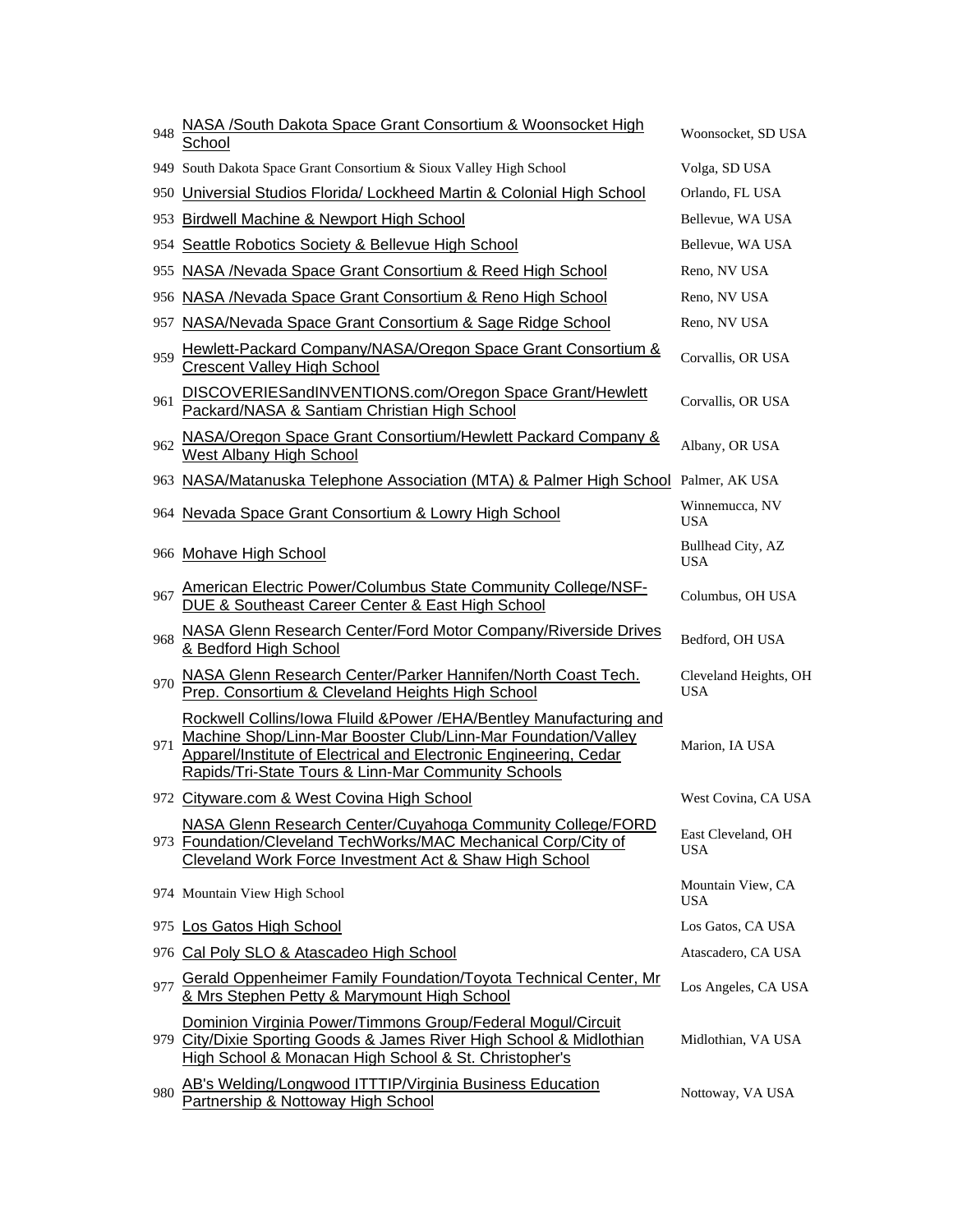| | | |
|---|---|---|
| 948 | NASA /South Dakota Space Grant Consortium & Woonsocket High School | Woonsocket, SD USA |
| 949 | South Dakota Space Grant Consortium & Sioux Valley High School | Volga, SD USA |
| 950 | Universial Studios Florida/ Lockheed Martin & Colonial High School | Orlando, FL USA |
| 953 | Birdwell Machine & Newport High School | Bellevue, WA USA |
| 954 | Seattle Robotics Society & Bellevue High School | Bellevue, WA USA |
| 955 | NASA /Nevada Space Grant Consortium & Reed High School | Reno, NV USA |
| 956 | NASA /Nevada Space Grant Consortium & Reno High School | Reno, NV USA |
| 957 | NASA/Nevada Space Grant Consortium & Sage Ridge School | Reno, NV USA |
| 959 | Hewlett-Packard Company/NASA/Oregon Space Grant Consortium & Crescent Valley High School | Corvallis, OR USA |
| 961 | DISCOVERIESandINVENTIONS.com/Oregon Space Grant/Hewlett Packard/NASA & Santiam Christian High School | Corvallis, OR USA |
| 962 | NASA/Oregon Space Grant Consortium/Hewlett Packard Company & West Albany High School | Albany, OR USA |
| 963 | NASA/Matanuska Telephone Association (MTA) & Palmer High School | Palmer, AK USA |
| 964 | Nevada Space Grant Consortium & Lowry High School | Winnemucca, NV USA |
| 966 | Mohave High School | Bullhead City, AZ USA |
| 967 | American Electric Power/Columbus State Community College/NSF-DUE & Southeast Career Center & East High School | Columbus, OH USA |
| 968 | NASA Glenn Research Center/Ford Motor Company/Riverside Drives & Bedford High School | Bedford, OH USA |
| 970 | NASA Glenn Research Center/Parker Hannifen/North Coast Tech. Prep. Consortium & Cleveland Heights High School | Cleveland Heights, OH USA |
| 971 | Rockwell Collins/Iowa Fluild &Power /EHA/Bentley Manufacturing and Machine Shop/Linn-Mar Booster Club/Linn-Mar Foundation/Valley Apparel/Institute of Electrical and Electronic Engineering, Cedar Rapids/Tri-State Tours & Linn-Mar Community Schools | Marion, IA USA |
| 972 | Cityware.com & West Covina High School | West Covina, CA USA |
| 973 | NASA Glenn Research Center/Cuyahoga Community College/FORD Foundation/Cleveland TechWorks/MAC Mechanical Corp/City of Cleveland Work Force Investment Act & Shaw High School | East Cleveland, OH USA |
| 974 | Mountain View High School | Mountain View, CA USA |
| 975 | Los Gatos High School | Los Gatos, CA USA |
| 976 | Cal Poly SLO & Atascadeo High School | Atascadero, CA USA |
| 977 | Gerald Oppenheimer Family Foundation/Toyota Technical Center, Mr & Mrs Stephen Petty & Marymount High School | Los Angeles, CA USA |
| 979 | Dominion Virginia Power/Timmons Group/Federal Mogul/Circuit City/Dixie Sporting Goods & James River High School & Midlothian High School & Monacan High School & St. Christopher's | Midlothian, VA USA |
| 980 | AB's Welding/Longwood ITTTIP/Virginia Business Education Partnership & Nottoway High School | Nottoway, VA USA |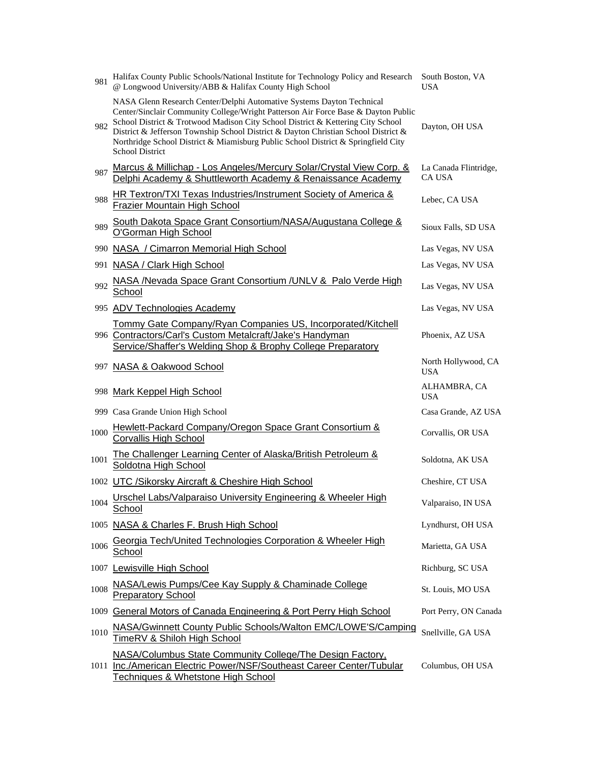| | | |
|---|---|---|
| 981 | Halifax County Public Schools/National Institute for Technology Policy and Research @ Longwood University/ABB & Halifax County High School | South Boston, VA USA |
| 982 | NASA Glenn Research Center/Delphi Automative Systems Dayton Technical Center/Sinclair Community College/Wright Patterson Air Force Base & Dayton Public School District & Trotwood Madison City School District & Kettering City School District & Jefferson Township School District & Dayton Christian School District & Northridge School District & Miamisburg Public School District & Springfield City School District | Dayton, OH USA |
| 987 | Marcus & Millichap - Los Angeles/Mercury Solar/Crystal View Corp. & Delphi Academy & Shuttleworth Academy & Renaissance Academy | La Canada Flintridge, CA USA |
| 988 | HR Textron/TXI Texas Industries/Instrument Society of America & Frazier Mountain High School | Lebec, CA USA |
| 989 | South Dakota Space Grant Consortium/NASA/Augustana College & O'Gorman High School | Sioux Falls, SD USA |
| 990 | NASA / Cimarron Memorial High School | Las Vegas, NV USA |
| 991 | NASA / Clark High School | Las Vegas, NV USA |
| 992 | NASA /Nevada Space Grant Consortium /UNLV & Palo Verde High School | Las Vegas, NV USA |
| 995 | ADV Technologies Academy | Las Vegas, NV USA |
| 996 | Tommy Gate Company/Ryan Companies US, Incorporated/Kitchell Contractors/Carl's Custom Metalcraft/Jake's Handyman Service/Shaffer's Welding Shop & Brophy College Preparatory | Phoenix, AZ USA |
| 997 | NASA & Oakwood School | North Hollywood, CA USA |
| 998 | Mark Keppel High School | ALHAMBRA, CA USA |
| 999 | Casa Grande Union High School | Casa Grande, AZ USA |
| 1000 | Hewlett-Packard Company/Oregon Space Grant Consortium & Corvallis High School | Corvallis, OR USA |
| 1001 | The Challenger Learning Center of Alaska/British Petroleum & Soldotna High School | Soldotna, AK USA |
| 1002 | UTC /Sikorsky Aircraft & Cheshire High School | Cheshire, CT USA |
| 1004 | Urschel Labs/Valparaiso University Engineering & Wheeler High School | Valparaiso, IN USA |
| 1005 | NASA & Charles F. Brush High School | Lyndhurst, OH USA |
| 1006 | Georgia Tech/United Technologies Corporation & Wheeler High School | Marietta, GA USA |
| 1007 | Lewisville High School | Richburg, SC USA |
| 1008 | NASA/Lewis Pumps/Cee Kay Supply & Chaminade College Preparatory School | St. Louis, MO USA |
| 1009 | General Motors of Canada Engineering & Port Perry High School | Port Perry, ON Canada |
| 1010 | NASA/Gwinnett County Public Schools/Walton EMC/LOWE'S/Camping TimeRV & Shiloh High School | Snellville, GA USA |
| 1011 | NASA/Columbus State Community College/The Design Factory, Inc./American Electric Power/NSF/Southeast Career Center/Tubular Techniques & Whetstone High School | Columbus, OH USA |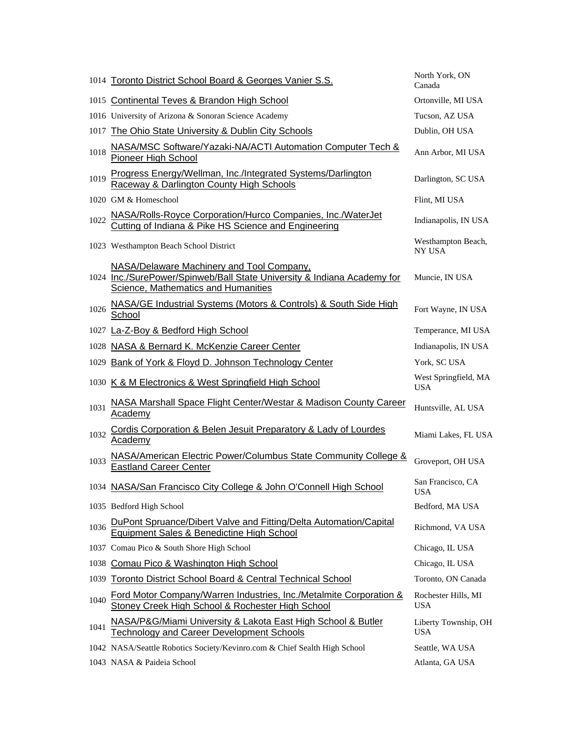| | | |
|---|---|---|
| 1014 | Toronto District School Board & Georges Vanier S.S. | North York, ON Canada |
| 1015 | Continental Teves & Brandon High School | Ortonville, MI USA |
| 1016 | University of Arizona & Sonoran Science Academy | Tucson, AZ USA |
| 1017 | The Ohio State University & Dublin City Schools | Dublin, OH USA |
| 1018 | NASA/MSC Software/Yazaki-NA/ACTI Automation Computer Tech & Pioneer High School | Ann Arbor, MI USA |
| 1019 | Progress Energy/Wellman, Inc./Integrated Systems/Darlington Raceway & Darlington County High Schools | Darlington, SC USA |
| 1020 | GM & Homeschool | Flint, MI USA |
| 1022 | NASA/Rolls-Royce Corporation/Hurco Companies, Inc./WaterJet Cutting of Indiana & Pike HS Science and Engineering | Indianapolis, IN USA |
| 1023 | Westhampton Beach School District | Westhampton Beach, NY USA |
| 1024 | NASA/Delaware Machinery and Tool Company, Inc./SurePower/Spinweb/Ball State University & Indiana Academy for Science, Mathematics and Humanities | Muncie, IN USA |
| 1026 | NASA/GE Industrial Systems (Motors & Controls) & South Side High School | Fort Wayne, IN USA |
| 1027 | La-Z-Boy & Bedford High School | Temperance, MI USA |
| 1028 | NASA & Bernard K. McKenzie Career Center | Indianapolis, IN USA |
| 1029 | Bank of York & Floyd D. Johnson Technology Center | York, SC USA |
| 1030 | K & M Electronics & West Springfield High School | West Springfield, MA USA |
| 1031 | NASA Marshall Space Flight Center/Westar & Madison County Career Academy | Huntsville, AL USA |
| 1032 | Cordis Corporation & Belen Jesuit Preparatory & Lady of Lourdes Academy | Miami Lakes, FL USA |
| 1033 | NASA/American Electric Power/Columbus State Community College & Eastland Career Center | Groveport, OH USA |
| 1034 | NASA/San Francisco City College & John O'Connell High School | San Francisco, CA USA |
| 1035 | Bedford High School | Bedford, MA USA |
| 1036 | DuPont Spruance/Dibert Valve and Fitting/Delta Automation/Capital Equipment Sales & Benedictine High School | Richmond, VA USA |
| 1037 | Comau Pico & South Shore High School | Chicago, IL USA |
| 1038 | Comau Pico & Washington High School | Chicago, IL USA |
| 1039 | Toronto District School Board & Central Technical School | Toronto, ON Canada |
| 1040 | Ford Motor Company/Warren Industries, Inc./Metalmite Corporation & Stoney Creek High School & Rochester High School | Rochester Hills, MI USA |
| 1041 | NASA/P&G/Miami University & Lakota East High School & Butler Technology and Career Development Schools | Liberty Township, OH USA |
| 1042 | NASA/Seattle Robotics Society/Kevinro.com & Chief Sealth High School | Seattle, WA USA |
| 1043 | NASA & Paideia School | Atlanta, GA USA |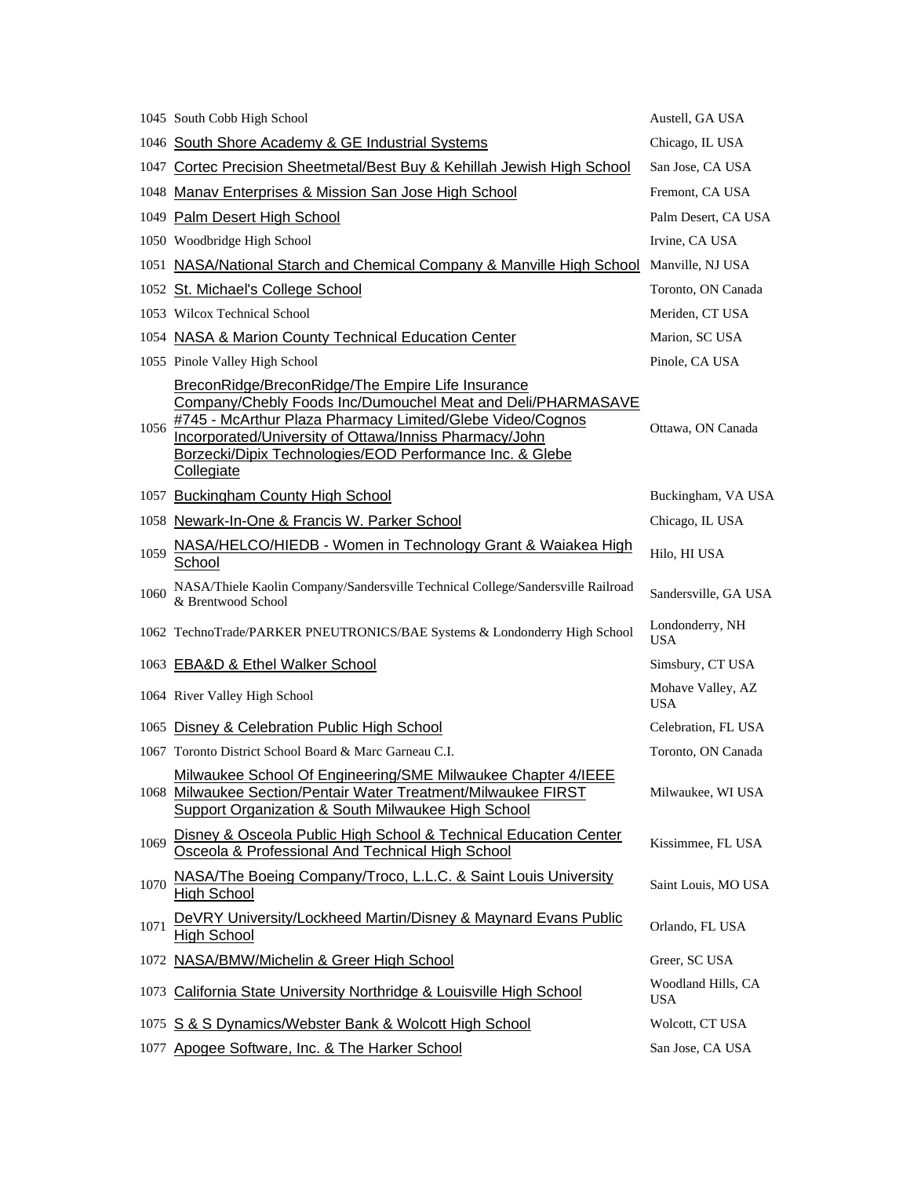| | | |
|---|---|---|
| 1045 | South Cobb High School | Austell, GA USA |
| 1046 | South Shore Academy & GE Industrial Systems | Chicago, IL USA |
| 1047 | Cortec Precision Sheetmetal/Best Buy & Kehillah Jewish High School | San Jose, CA USA |
| 1048 | Manav Enterprises & Mission San Jose High School | Fremont, CA USA |
| 1049 | Palm Desert High School | Palm Desert, CA USA |
| 1050 | Woodbridge High School | Irvine, CA USA |
| 1051 | NASA/National Starch and Chemical Company & Manville High School | Manville, NJ USA |
| 1052 | St. Michael's College School | Toronto, ON Canada |
| 1053 | Wilcox Technical School | Meriden, CT USA |
| 1054 | NASA & Marion County Technical Education Center | Marion, SC USA |
| 1055 | Pinole Valley High School | Pinole, CA USA |
| 1056 | BreconRidge/BreconRidge/The Empire Life Insurance Company/Chebly Foods Inc/Dumouchel Meat and Deli/PHARMASAVE #745 - McArthur Plaza Pharmacy Limited/Glebe Video/Cognos Incorporated/University of Ottawa/Inniss Pharmacy/John Borzecki/Dipix Technologies/EOD Performance Inc. & Glebe Collegiate | Ottawa, ON Canada |
| 1057 | Buckingham County High School | Buckingham, VA USA |
| 1058 | Newark-In-One & Francis W. Parker School | Chicago, IL USA |
| 1059 | NASA/HELCO/HIEDB - Women in Technology Grant & Waiakea High School | Hilo, HI USA |
| 1060 | NASA/Thiele Kaolin Company/Sandersville Technical College/Sandersville Railroad & Brentwood School | Sandersville, GA USA |
| 1062 | TechnoTrade/PARKER PNEUTRONICS/BAE Systems & Londonderry High School | Londonderry, NH USA |
| 1063 | EBA&D & Ethel Walker School | Simsbury, CT USA |
| 1064 | River Valley High School | Mohave Valley, AZ USA |
| 1065 | Disney & Celebration Public High School | Celebration, FL USA |
| 1067 | Toronto District School Board & Marc Garneau C.I. | Toronto, ON Canada |
| 1068 | Milwaukee School Of Engineering/SME Milwaukee Chapter 4/IEEE Milwaukee Section/Pentair Water Treatment/Milwaukee FIRST Support Organization & South Milwaukee High School | Milwaukee, WI USA |
| 1069 | Disney & Osceola Public High School & Technical Education Center Osceola & Professional And Technical High School | Kissimmee, FL USA |
| 1070 | NASA/The Boeing Company/Troco, L.L.C. & Saint Louis University High School | Saint Louis, MO USA |
| 1071 | DeVRY University/Lockheed Martin/Disney & Maynard Evans Public High School | Orlando, FL USA |
| 1072 | NASA/BMW/Michelin & Greer High School | Greer, SC USA |
| 1073 | California State University Northridge & Louisville High School | Woodland Hills, CA USA |
| 1075 | S & S Dynamics/Webster Bank & Wolcott High School | Wolcott, CT USA |
| 1077 | Apogee Software, Inc. & The Harker School | San Jose, CA USA |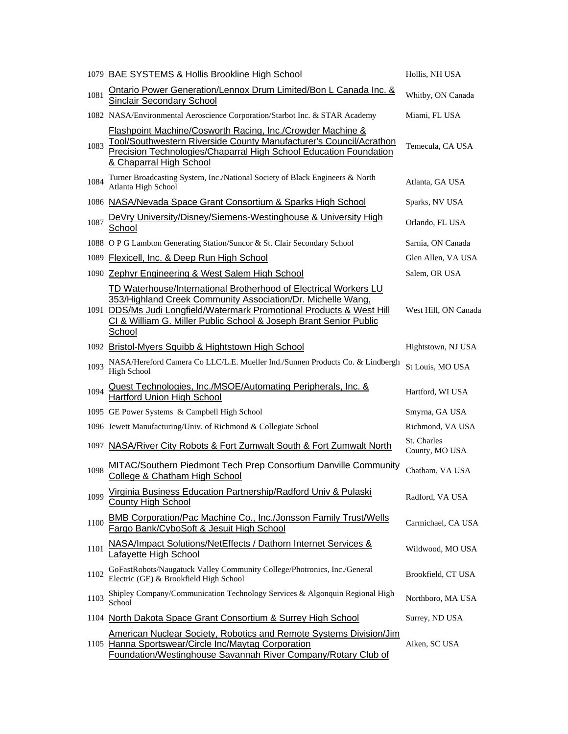| | | |
|---|---|---|
| 1079 | BAE SYSTEMS & Hollis Brookline High School | Hollis, NH USA |
| 1081 | Ontario Power Generation/Lennox Drum Limited/Bon L Canada Inc. & Sinclair Secondary School | Whitby, ON Canada |
| 1082 | NASA/Environmental Aeroscience Corporation/Starbot Inc. & STAR Academy | Miami, FL USA |
| 1083 | Flashpoint Machine/Cosworth Racing, Inc./Crowder Machine & Tool/Southwestern Riverside County Manufacturer's Council/Acrathon Precision Technologies/Chaparral High School Education Foundation & Chaparral High School | Temecula, CA USA |
| 1084 | Turner Broadcasting System, Inc./National Society of Black Engineers & North Atlanta High School | Atlanta, GA USA |
| 1086 | NASA/Nevada Space Grant Consortium & Sparks High School | Sparks, NV USA |
| 1087 | DeVry University/Disney/Siemens-Westinghouse & University High School | Orlando, FL USA |
| 1088 | O P G Lambton Generating Station/Suncor & St. Clair Secondary School | Sarnia, ON Canada |
| 1089 | Flexicell, Inc. & Deep Run High School | Glen Allen, VA USA |
| 1090 | Zephyr Engineering & West Salem High School | Salem, OR USA |
| 1091 | TD Waterhouse/International Brotherhood of Electrical Workers LU 353/Highland Creek Community Association/Dr. Michelle Wang, DDS/Ms Judi Longfield/Watermark Promotional Products & West Hill CI & William G. Miller Public School & Joseph Brant Senior Public School | West Hill, ON Canada |
| 1092 | Bristol-Myers Squibb & Hightstown High School | Hightstown, NJ USA |
| 1093 | NASA/Hereford Camera Co LLC/L.E. Mueller Ind./Sunnen Products Co. & Lindbergh High School | St Louis, MO USA |
| 1094 | Quest Technologies, Inc./MSOE/Automating Peripherals, Inc. & Hartford Union High School | Hartford, WI USA |
| 1095 | GE Power Systems & Campbell High School | Smyrna, GA USA |
| 1096 | Jewett Manufacturing/Univ. of Richmond & Collegiate School | Richmond, VA USA |
| 1097 | NASA/River City Robots & Fort Zumwalt South & Fort Zumwalt North | St. Charles County, MO USA |
| 1098 | MITAC/Southern Piedmont Tech Prep Consortium Danville Community College & Chatham High School | Chatham, VA USA |
| 1099 | Virginia Business Education Partnership/Radford Univ & Pulaski County High School | Radford, VA USA |
| 1100 | BMB Corporation/Pac Machine Co., Inc./Jonsson Family Trust/Wells Fargo Bank/CyboSoft & Jesuit High School | Carmichael, CA USA |
| 1101 | NASA/Impact Solutions/NetEffects / Dathorn Internet Services & Lafayette High School | Wildwood, MO USA |
| 1102 | GoFastRobots/Naugatuck Valley Community College/Photronics, Inc./General Electric (GE) & Brookfield High School | Brookfield, CT USA |
| 1103 | Shipley Company/Communication Technology Services & Algonquin Regional High School | Northboro, MA USA |
| 1104 | North Dakota Space Grant Consortium & Surrey High School | Surrey, ND USA |
| 1105 | American Nuclear Society, Robotics and Remote Systems Division/Jim Hanna Sportswear/Circle Inc/Maytag Corporation Foundation/Westinghouse Savannah River Company/Rotary Club of | Aiken, SC USA |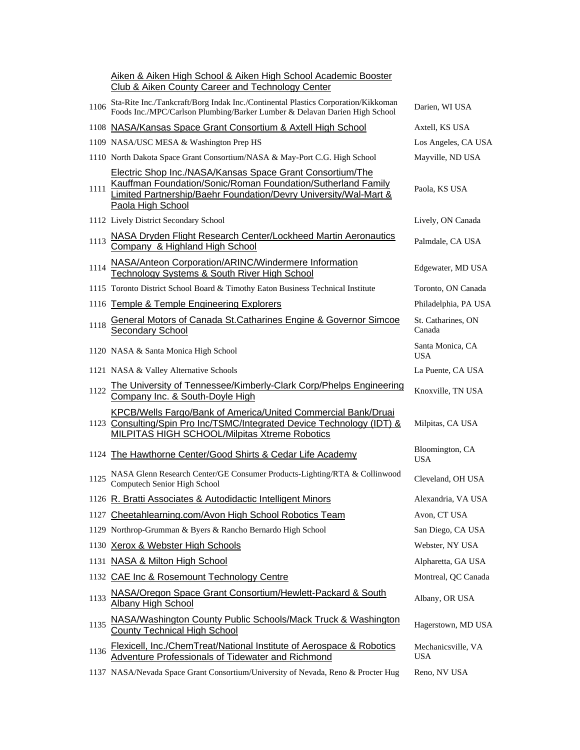| | | |
|---|---|---|
| | Aiken & Aiken High School & Aiken High School Academic Booster Club & Aiken County Career and Technology Center | |
| 1106 | Sta-Rite Inc./Tankcraft/Borg Indak Inc./Continental Plastics Corporation/Kikkoman Foods Inc./MPC/Carlson Plumbing/Barker Lumber & Delavan Darien High School | Darien, WI USA |
| 1108 | NASA/Kansas Space Grant Consortium & Axtell High School | Axtell, KS USA |
| 1109 | NASA/USC MESA & Washington Prep HS | Los Angeles, CA USA |
| 1110 | North Dakota Space Grant Consortium/NASA & May-Port C.G. High School | Mayville, ND USA |
| 1111 | Electric Shop Inc./NASA/Kansas Space Grant Consortium/The Kauffman Foundation/Sonic/Roman Foundation/Sutherland Family Limited Partnership/Baehr Foundation/Devry University/Wal-Mart & Paola High School | Paola, KS USA |
| 1112 | Lively District Secondary School | Lively, ON Canada |
| 1113 | NASA Dryden Flight Research Center/Lockheed Martin Aeronautics Company & Highland High School | Palmdale, CA USA |
| 1114 | NASA/Anteon Corporation/ARINC/Windermere Information Technology Systems & South River High School | Edgewater, MD USA |
| 1115 | Toronto District School Board & Timothy Eaton Business Technical Institute | Toronto, ON Canada |
| 1116 | Temple & Temple Engineering Explorers | Philadelphia, PA USA |
| 1118 | General Motors of Canada St.Catharines Engine & Governor Simcoe Secondary School | St. Catharines, ON Canada |
| 1120 | NASA & Santa Monica High School | Santa Monica, CA USA |
| 1121 | NASA & Valley Alternative Schools | La Puente, CA USA |
| 1122 | The University of Tennessee/Kimberly-Clark Corp/Phelps Engineering Company Inc. & South-Doyle High | Knoxville, TN USA |
| 1123 | KPCB/Wells Fargo/Bank of America/United Commercial Bank/Druai Consulting/Spin Pro Inc/TSMC/Integrated Device Technology (IDT) & MILPITAS HIGH SCHOOL/Milpitas Xtreme Robotics | Milpitas, CA USA |
| 1124 | The Hawthorne Center/Good Shirts & Cedar Life Academy | Bloomington, CA USA |
| 1125 | NASA Glenn Research Center/GE Consumer Products-Lighting/RTA & Collinwood Computech Senior High School | Cleveland, OH USA |
| 1126 | R. Bratti Associates & Autodidactic Intelligent Minors | Alexandria, VA USA |
| 1127 | Cheetahlearning.com/Avon High School Robotics Team | Avon, CT USA |
| 1129 | Northrop-Grumman & Byers & Rancho Bernardo High School | San Diego, CA USA |
| 1130 | Xerox & Webster High Schools | Webster, NY USA |
| 1131 | NASA & Milton High School | Alpharetta, GA USA |
| 1132 | CAE Inc & Rosemount Technology Centre | Montreal, QC Canada |
| 1133 | NASA/Oregon Space Grant Consortium/Hewlett-Packard & South Albany High School | Albany, OR USA |
| 1135 | NASA/Washington County Public Schools/Mack Truck & Washington County Technical High School | Hagerstown, MD USA |
| 1136 | Flexicell, Inc./ChemTreat/National Institute of Aerospace & Robotics Adventure Professionals of Tidewater and Richmond | Mechanicsville, VA USA |
| 1137 | NASA/Nevada Space Grant Consortium/University of Nevada, Reno & Procter Hug | Reno, NV USA |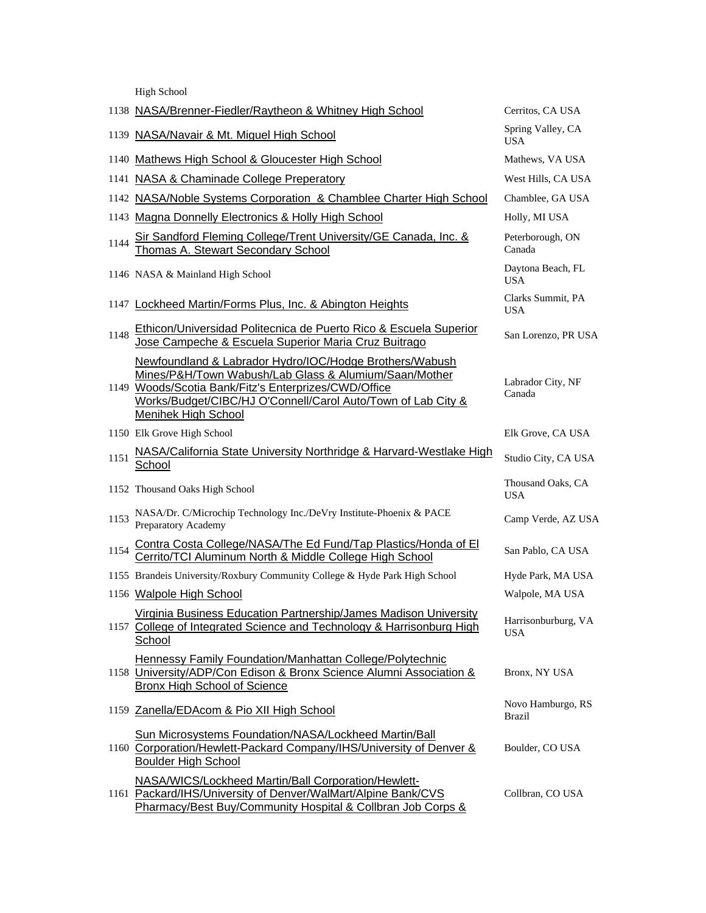| | | |
|---|---|---|
| | High School | |
| 1138 | NASA/Brenner-Fiedler/Raytheon & Whitney High School | Cerritos, CA USA |
| 1139 | NASA/Navair & Mt. Miguel High School | Spring Valley, CA USA |
| 1140 | Mathews High School & Gloucester High School | Mathews, VA USA |
| 1141 | NASA & Chaminade College Preperatory | West Hills, CA USA |
| 1142 | NASA/Noble Systems Corporation & Chamblee Charter High School | Chamblee, GA USA |
| 1143 | Magna Donnelly Electronics & Holly High School | Holly, MI USA |
| 1144 | Sir Sandford Fleming College/Trent University/GE Canada, Inc. & Thomas A. Stewart Secondary School | Peterborough, ON Canada |
| 1146 | NASA & Mainland High School | Daytona Beach, FL USA |
| 1147 | Lockheed Martin/Forms Plus, Inc. & Abington Heights | Clarks Summit, PA USA |
| 1148 | Ethicon/Universidad Politecnica de Puerto Rico & Escuela Superior Jose Campeche & Escuela Superior Maria Cruz Buitrago | San Lorenzo, PR USA |
| 1149 | Newfoundland & Labrador Hydro/IOC/Hodge Brothers/Wabush Mines/P&H/Town Wabush/Lab Glass & Alumium/Saan/Mother Woods/Scotia Bank/Fitz's Enterprizes/CWD/Office Works/Budget/CIBC/HJ O'Connell/Carol Auto/Town of Lab City & Menihek High School | Labrador City, NF Canada |
| 1150 | Elk Grove High School | Elk Grove, CA USA |
| 1151 | NASA/California State University Northridge & Harvard-Westlake High School | Studio City, CA USA |
| 1152 | Thousand Oaks High School | Thousand Oaks, CA USA |
| 1153 | NASA/Dr. C/Microchip Technology Inc./DeVry Institute-Phoenix & PACE Preparatory Academy | Camp Verde, AZ USA |
| 1154 | Contra Costa College/NASA/The Ed Fund/Tap Plastics/Honda of El Cerrito/TCI Aluminum North & Middle College High School | San Pablo, CA USA |
| 1155 | Brandeis University/Roxbury Community College & Hyde Park High School | Hyde Park, MA USA |
| 1156 | Walpole High School | Walpole, MA USA |
| 1157 | Virginia Business Education Partnership/James Madison University College of Integrated Science and Technology & Harrisonburg High School | Harrisonburburg, VA USA |
| 1158 | Hennessy Family Foundation/Manhattan College/Polytechnic University/ADP/Con Edison & Bronx Science Alumni Association & Bronx High School of Science | Bronx, NY USA |
| 1159 | Zanella/EDAcom & Pio XII High School | Novo Hamburgo, RS Brazil |
| 1160 | Sun Microsystems Foundation/NASA/Lockheed Martin/Ball Corporation/Hewlett-Packard Company/IHS/University of Denver & Boulder High School | Boulder, CO USA |
| 1161 | NASA/WICS/Lockheed Martin/Ball Corporation/Hewlett-Packard/IHS/University of Denver/WalMart/Alpine Bank/CVS Pharmacy/Best Buy/Community Hospital & Collbran Job Corps & | Collbran, CO USA |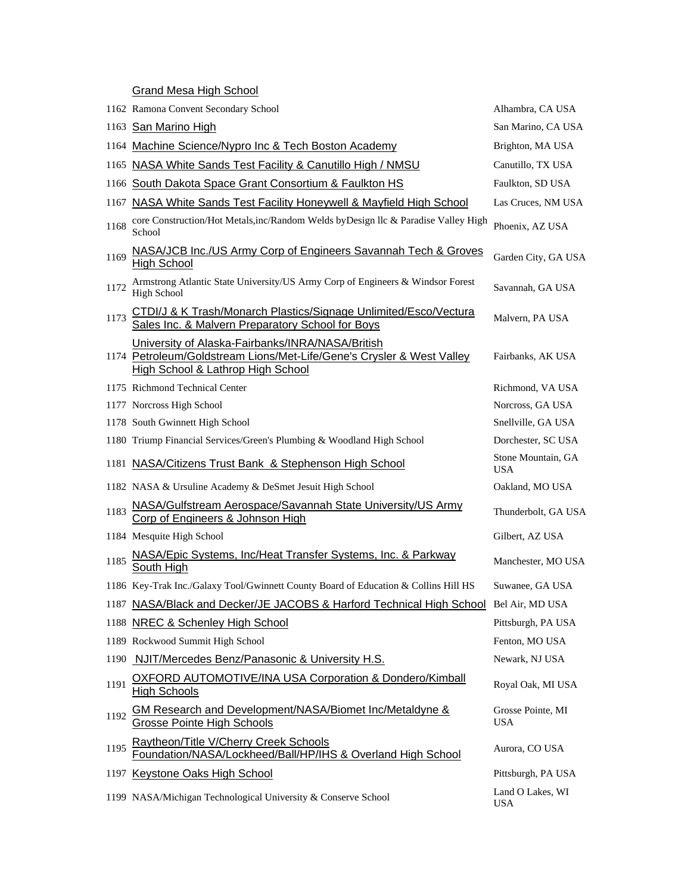| | | |
|---|---|---|
| | Grand Mesa High School | |
| 1162 | Ramona Convent Secondary School | Alhambra, CA USA |
| 1163 | San Marino High | San Marino, CA USA |
| 1164 | Machine Science/Nypro Inc & Tech Boston Academy | Brighton, MA USA |
| 1165 | NASA White Sands Test Facility & Canutillo High / NMSU | Canutillo, TX USA |
| 1166 | South Dakota Space Grant Consortium & Faulkton HS | Faulkton, SD USA |
| 1167 | NASA White Sands Test Facility Honeywell & Mayfield High School | Las Cruces, NM USA |
| 1168 | core Construction/Hot Metals,inc/Random Welds byDesign llc & Paradise Valley High School | Phoenix, AZ USA |
| 1169 | NASA/JCB Inc./US Army Corp of Engineers Savannah Tech & Groves High School | Garden City, GA USA |
| 1172 | Armstrong Atlantic State University/US Army Corp of Engineers & Windsor Forest High School | Savannah, GA USA |
| 1173 | CTDI/J & K Trash/Monarch Plastics/Signage Unlimited/Esco/Vectura Sales Inc. & Malvern Preparatory School for Boys | Malvern, PA USA |
| 1174 | University of Alaska-Fairbanks/INRA/NASA/British Petroleum/Goldstream Lions/Met-Life/Gene's Crysler & West Valley High School & Lathrop High School | Fairbanks, AK USA |
| 1175 | Richmond Technical Center | Richmond, VA USA |
| 1177 | Norcross High School | Norcross, GA USA |
| 1178 | South Gwinnett High School | Snellville, GA USA |
| 1180 | Triump Financial Services/Green's Plumbing & Woodland High School | Dorchester, SC USA |
| 1181 | NASA/Citizens Trust Bank & Stephenson High School | Stone Mountain, GA USA |
| 1182 | NASA & Ursuline Academy & DeSmet Jesuit High School | Oakland, MO USA |
| 1183 | NASA/Gulfstream Aerospace/Savannah State University/US Army Corp of Engineers & Johnson High | Thunderbolt, GA USA |
| 1184 | Mesquite High School | Gilbert, AZ USA |
| 1185 | NASA/Epic Systems, Inc/Heat Transfer Systems, Inc. & Parkway South High | Manchester, MO USA |
| 1186 | Key-Trak Inc./Galaxy Tool/Gwinnett County Board of Education & Collins Hill HS | Suwanee, GA USA |
| 1187 | NASA/Black and Decker/JE JACOBS & Harford Technical High School | Bel Air, MD USA |
| 1188 | NREC & Schenley High School | Pittsburgh, PA USA |
| 1189 | Rockwood Summit High School | Fenton, MO USA |
| 1190 | NJIT/Mercedes Benz/Panasonic & University H.S. | Newark, NJ USA |
| 1191 | OXFORD AUTOMOTIVE/INA USA Corporation & Dondero/Kimball High Schools | Royal Oak, MI USA |
| 1192 | GM Research and Development/NASA/Biomet Inc/Metaldyne & Grosse Pointe High Schools | Grosse Pointe, MI USA |
| 1195 | Raytheon/Title V/Cherry Creek Schools Foundation/NASA/Lockheed/Ball/HP/IHS & Overland High School | Aurora, CO USA |
| 1197 | Keystone Oaks High School | Pittsburgh, PA USA |
| 1199 | NASA/Michigan Technological University & Conserve School | Land O Lakes, WI USA |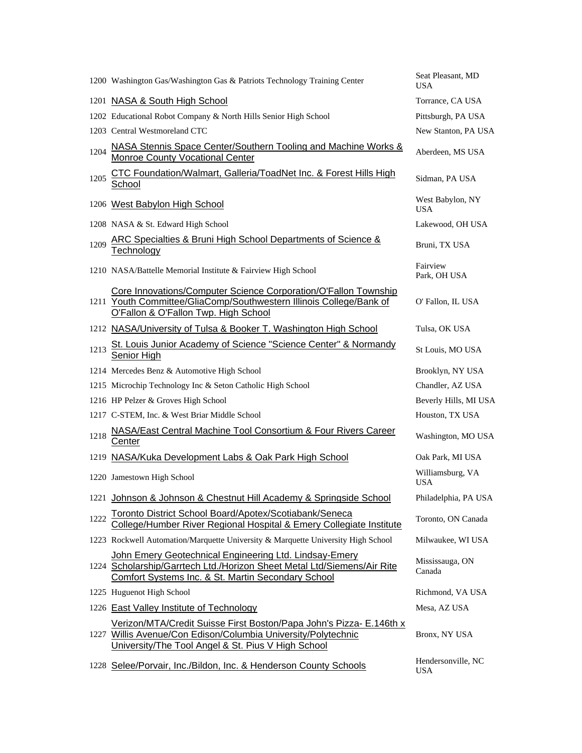| | | |
|---|---|---|
| 1200 | Washington Gas/Washington Gas & Patriots Technology Training Center | Seat Pleasant, MD USA |
| 1201 | NASA & South High School | Torrance, CA USA |
| 1202 | Educational Robot Company & North Hills Senior High School | Pittsburgh, PA USA |
| 1203 | Central Westmoreland CTC | New Stanton, PA USA |
| 1204 | NASA Stennis Space Center/Southern Tooling and Machine Works & Monroe County Vocational Center | Aberdeen, MS USA |
| 1205 | CTC Foundation/Walmart, Galleria/ToadNet Inc. & Forest Hills High School | Sidman, PA USA |
| 1206 | West Babylon High School | West Babylon, NY USA |
| 1208 | NASA & St. Edward High School | Lakewood, OH USA |
| 1209 | ARC Specialties & Bruni High School Departments of Science & Technology | Bruni, TX USA |
| 1210 | NASA/Battelle Memorial Institute & Fairview High School | Fairview Park, OH USA |
| 1211 | Core Innovations/Computer Science Corporation/O'Fallon Township Youth Committee/GliaComp/Southwestern Illinois College/Bank of O'Fallon & O'Fallon Twp. High School | O' Fallon, IL USA |
| 1212 | NASA/University of Tulsa & Booker T. Washington High School | Tulsa, OK USA |
| 1213 | St. Louis Junior Academy of Science "Science Center" & Normandy Senior High | St Louis, MO USA |
| 1214 | Mercedes Benz & Automotive High School | Brooklyn, NY USA |
| 1215 | Microchip Technology Inc & Seton Catholic High School | Chandler, AZ USA |
| 1216 | HP Pelzer & Groves High School | Beverly Hills, MI USA |
| 1217 | C-STEM, Inc. & West Briar Middle School | Houston, TX USA |
| 1218 | NASA/East Central Machine Tool Consortium & Four Rivers Career Center | Washington, MO USA |
| 1219 | NASA/Kuka Development Labs & Oak Park High School | Oak Park, MI USA |
| 1220 | Jamestown High School | Williamsburg, VA USA |
| 1221 | Johnson & Johnson & Chestnut Hill Academy & Springside School | Philadelphia, PA USA |
| 1222 | Toronto District School Board/Apotex/Scotiabank/Seneca College/Humber River Regional Hospital & Emery Collegiate Institute | Toronto, ON Canada |
| 1223 | Rockwell Automation/Marquette University & Marquette University High School | Milwaukee, WI USA |
| 1224 | John Emery Geotechnical Engineering Ltd. Lindsay-Emery Scholarship/Garrtech Ltd./Horizon Sheet Metal Ltd/Siemens/Air Rite Comfort Systems Inc. & St. Martin Secondary School | Mississauga, ON Canada |
| 1225 | Huguenot High School | Richmond, VA USA |
| 1226 | East Valley Institute of Technology | Mesa, AZ USA |
| 1227 | Verizon/MTA/Credit Suisse First Boston/Papa John's Pizza- E.146th x Willis Avenue/Con Edison/Columbia University/Polytechnic University/The Tool Angel & St. Pius V High School | Bronx, NY USA |
| 1228 | Selee/Porvair, Inc./Bildon, Inc. & Henderson County Schools | Hendersonville, NC USA |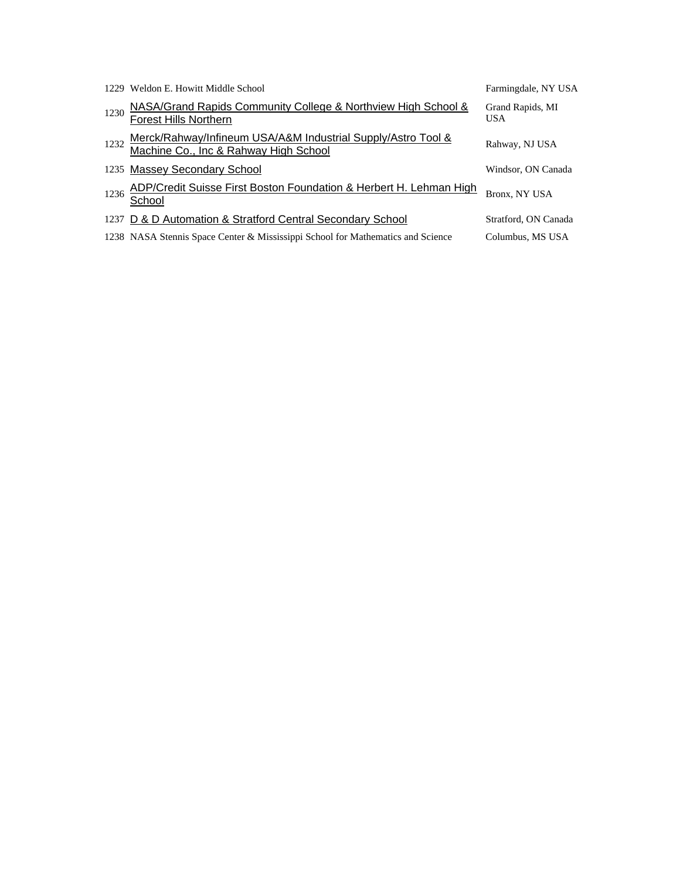| | | |
|---|---|---|
| 1229 | Weldon E. Howitt Middle School | Farmingdale, NY USA |
| 1230 | NASA/Grand Rapids Community College & Northview High School & Forest Hills Northern | Grand Rapids, MI USA |
| 1232 | Merck/Rahway/Infineum USA/A&M Industrial Supply/Astro Tool & Machine Co., Inc & Rahway High School | Rahway, NJ USA |
| 1235 | Massey Secondary School | Windsor, ON Canada |
| 1236 | ADP/Credit Suisse First Boston Foundation & Herbert H. Lehman High School | Bronx, NY USA |
| 1237 | D & D Automation & Stratford Central Secondary School | Stratford, ON Canada |
| 1238 | NASA Stennis Space Center & Mississippi School for Mathematics and Science | Columbus, MS USA |